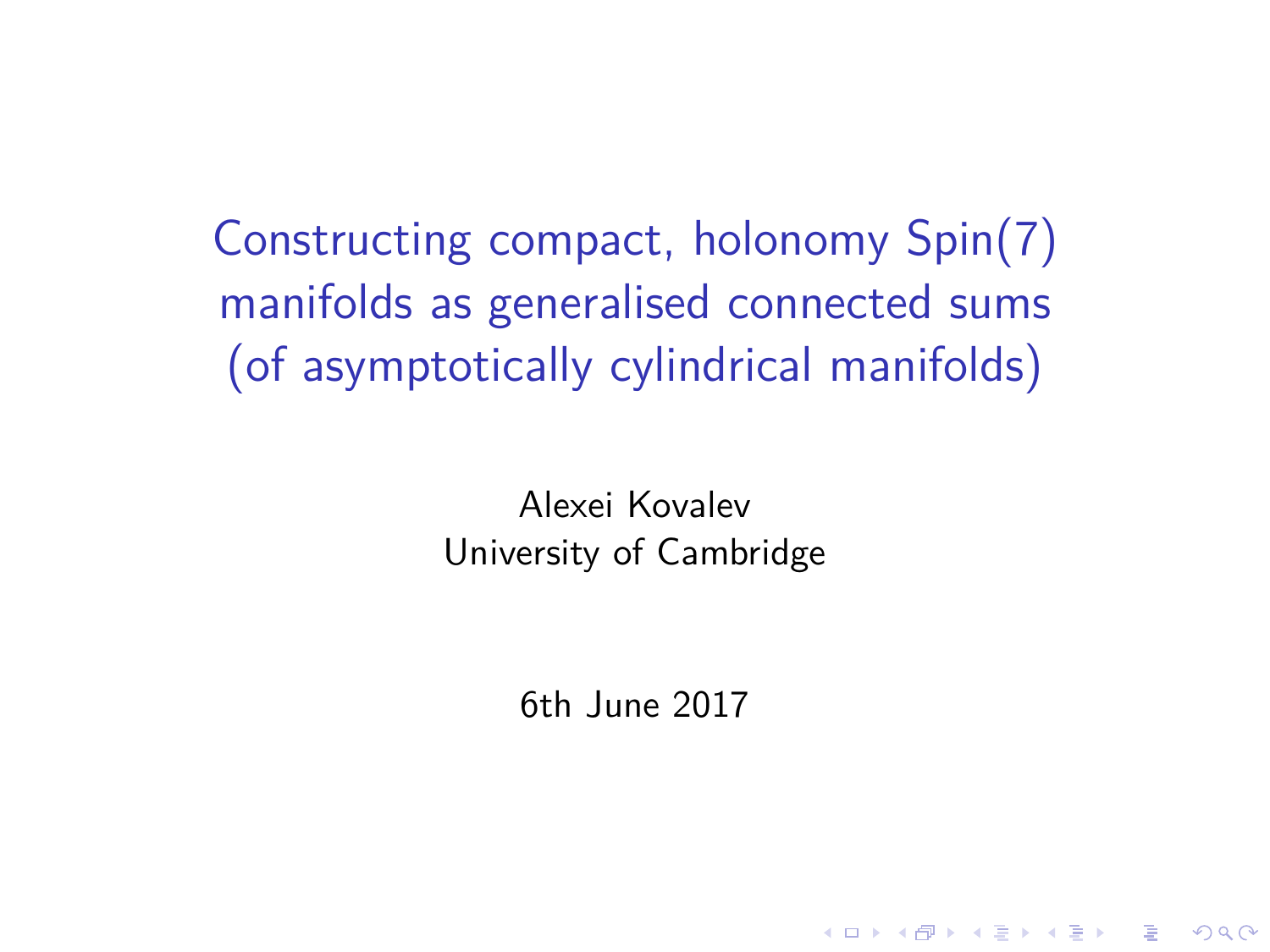# Constructing compact, holonomy Spin(7) manifolds as generalised connected sums (of asymptotically cylindrical manifolds)

Alexei Kovalev
University of Cambridge

6th June 2017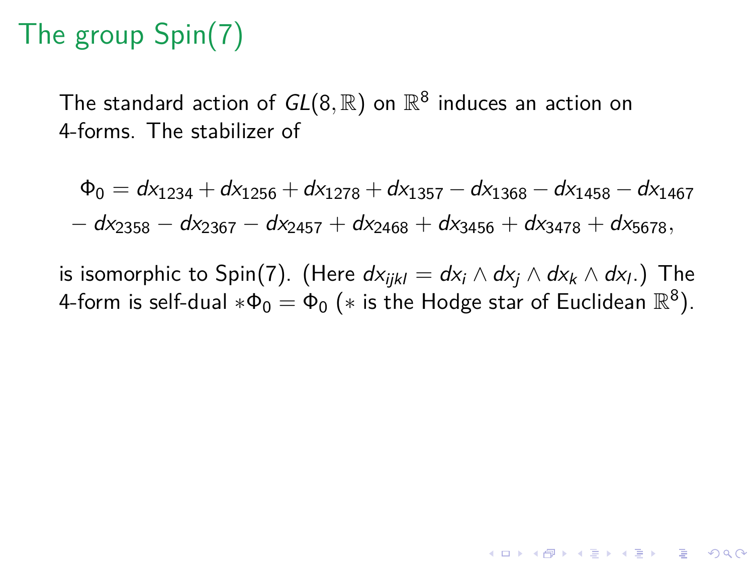# The group Spin(7)

The standard action of $GL(8,\mathbb{R})$ on $\mathbb{R}^8$ induces an action on 4-forms. The stabilizer of

$$
\begin{aligned}
\Phi_0 = {} & dx_{1234} + dx_{1256} + dx_{1278} + dx_{1357} - dx_{1368} - dx_{1458} - dx_{1467} \\
& - dx_{2358} - dx_{2367} - dx_{2457} + dx_{2468} + dx_{3456} + dx_{3478} + dx_{5678},
\end{aligned}
$$

is isomorphic to Spin(7). (Here $dx_{ijkl} = dx_i \wedge dx_j \wedge dx_k \wedge dx_l$.) The 4-form is self-dual $*\Phi_0 = \Phi_0$ ($*$ is the Hodge star of Euclidean $\mathbb{R}^8$).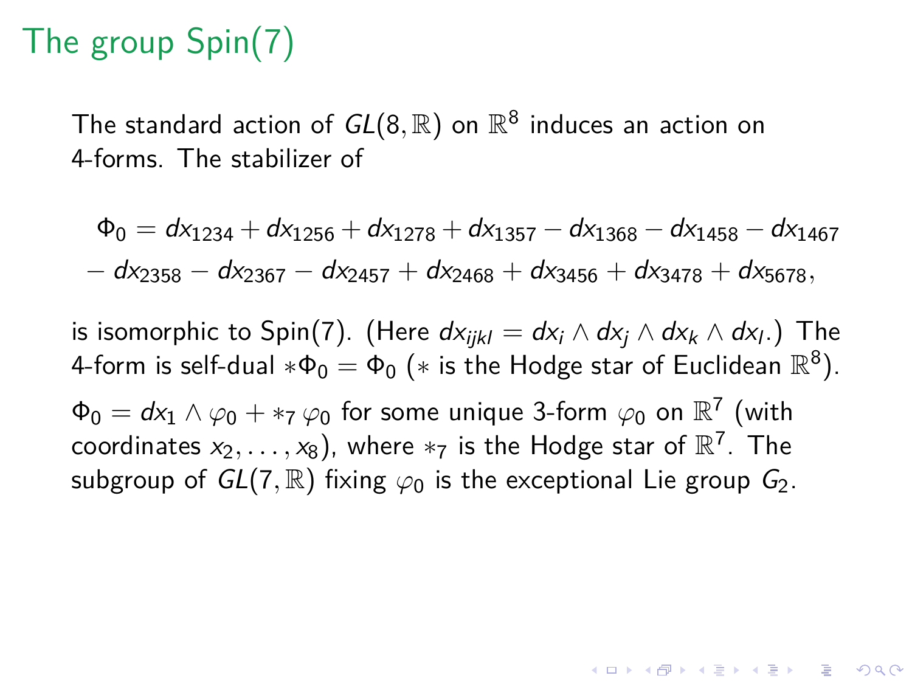# The group Spin(7)

The standard action of $GL(8, \mathbb{R})$ on $\mathbb{R}^8$ induces an action on 4-forms. The stabilizer of

$$
\begin{aligned}
\Phi_0 = {} & dx_{1234} + dx_{1256} + dx_{1278} + dx_{1357} - dx_{1368} - dx_{1458} - dx_{1467} \\
& - dx_{2358} - dx_{2367} - dx_{2457} + dx_{2468} + dx_{3456} + dx_{3478} + dx_{5678},
\end{aligned}
$$

is isomorphic to Spin(7). (Here $dx_{ijkl} = dx_i \wedge dx_j \wedge dx_k \wedge dx_l$.) The 4-form is self-dual $*\Phi_0 = \Phi_0$ ($*$ is the Hodge star of Euclidean $\mathbb{R}^8$).

$\Phi_0 = dx_1 \wedge \varphi_0 + *_7\, \varphi_0$ for some unique 3-form $\varphi_0$ on $\mathbb{R}^7$ (with coordinates $x_2, \ldots, x_8$), where $*_7$ is the Hodge star of $\mathbb{R}^7$. The subgroup of $GL(7, \mathbb{R})$ fixing $\varphi_0$ is the exceptional Lie group $G_2$.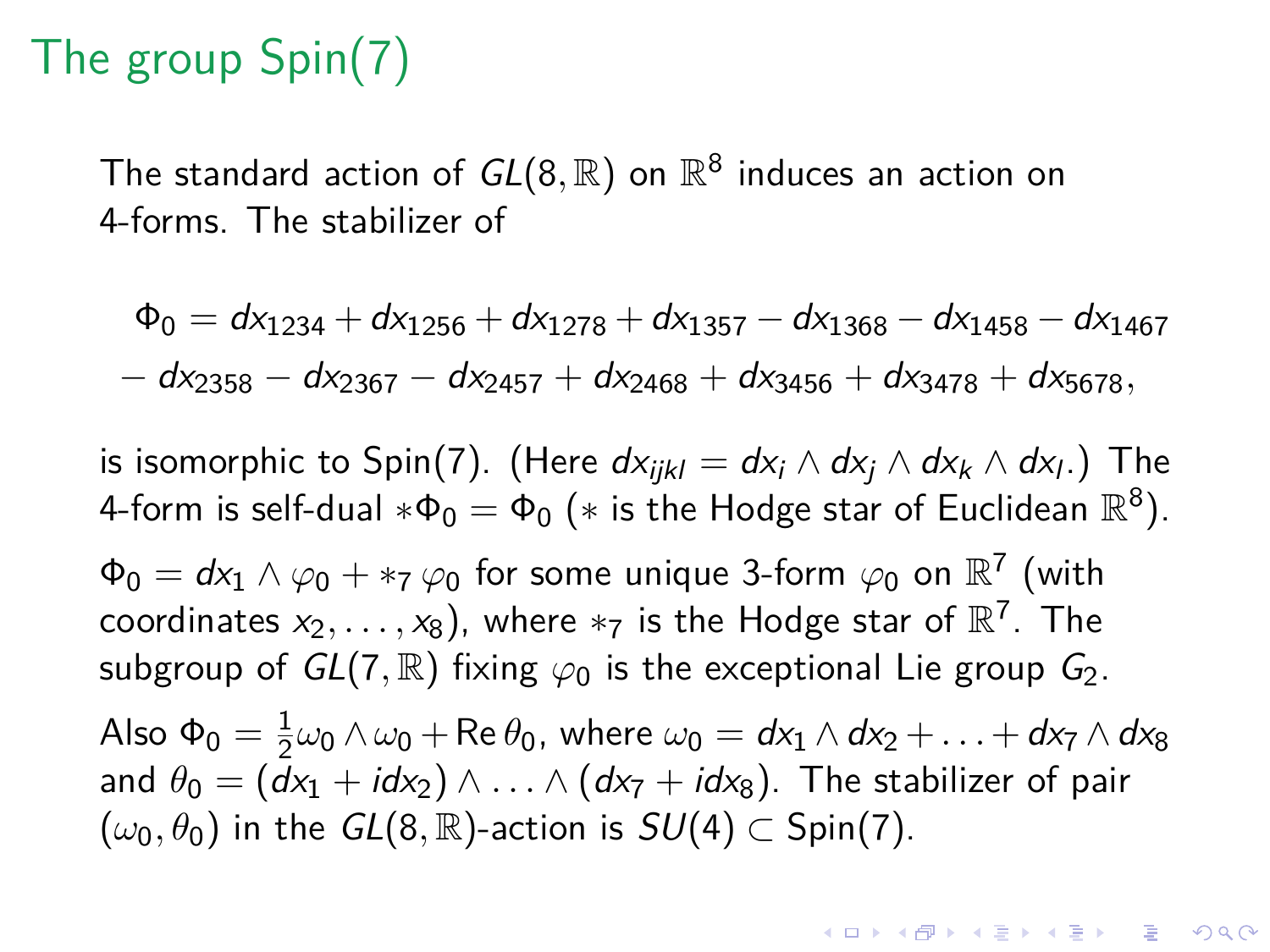# The group Spin(7)

The standard action of $GL(8,\mathbb{R})$ on $\mathbb{R}^8$ induces an action on 4-forms. The stabilizer of

$$\Phi_0 = dx_{1234} + dx_{1256} + dx_{1278} + dx_{1357} - dx_{1368} - dx_{1458} - dx_{1467}$$
$$- dx_{2358} - dx_{2367} - dx_{2457} + dx_{2468} + dx_{3456} + dx_{3478} + dx_{5678},$$

is isomorphic to Spin(7). (Here $dx_{ijkl} = dx_i \wedge dx_j \wedge dx_k \wedge dx_l$.) The 4-form is self-dual $*\Phi_0 = \Phi_0$ ($*$ is the Hodge star of Euclidean $\mathbb{R}^8$).

$\Phi_0 = dx_1 \wedge \varphi_0 + *_7\, \varphi_0$ for some unique 3-form $\varphi_0$ on $\mathbb{R}^7$ (with coordinates $x_2, \ldots, x_8$), where $*_7$ is the Hodge star of $\mathbb{R}^7$. The subgroup of $GL(7,\mathbb{R})$ fixing $\varphi_0$ is the exceptional Lie group $G_2$.

Also $\Phi_0 = \frac{1}{2}\omega_0 \wedge \omega_0 + \operatorname{Re}\theta_0$, where $\omega_0 = dx_1 \wedge dx_2 + \ldots + dx_7 \wedge dx_8$ and $\theta_0 = (dx_1 + idx_2) \wedge \ldots \wedge (dx_7 + idx_8)$. The stabilizer of pair $(\omega_0, \theta_0)$ in the $GL(8,\mathbb{R})$-action is $SU(4) \subset \text{Spin}(7)$.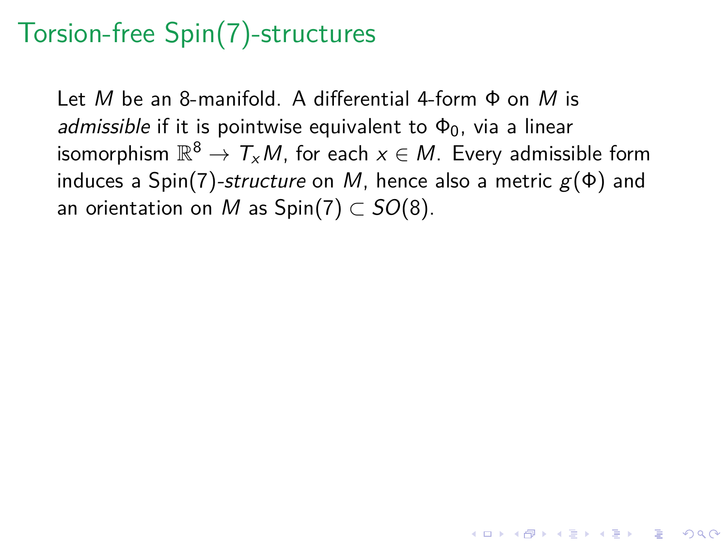# Torsion-free Spin(7)-structures

Let $M$ be an 8-manifold. A differential 4-form $\Phi$ on $M$ is *admissible* if it is pointwise equivalent to $\Phi_0$, via a linear isomorphism $\mathbb{R}^8 \to T_x M$, for each $x \in M$. Every admissible form induces a Spin(7)*-structure* on $M$, hence also a metric $g(\Phi)$ and an orientation on $M$ as $\text{Spin}(7) \subset SO(8)$.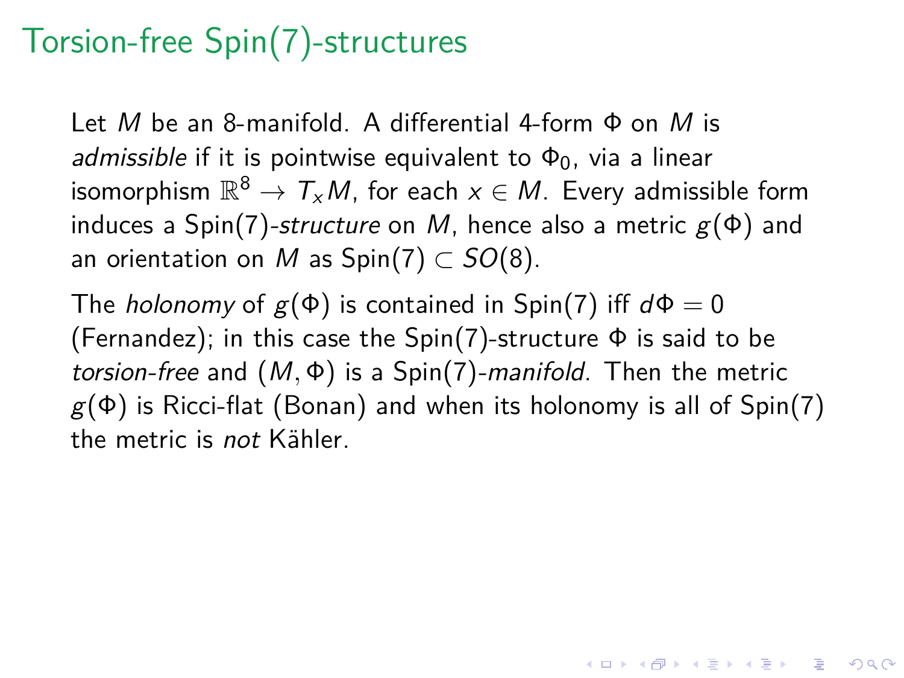# Torsion-free Spin(7)-structures

Let $M$ be an 8-manifold. A differential 4-form $\Phi$ on $M$ is *admissible* if it is pointwise equivalent to $\Phi_0$, via a linear isomorphism $\mathbb{R}^8 \to T_x M$, for each $x \in M$. Every admissible form induces a Spin(7)-*structure* on $M$, hence also a metric $g(\Phi)$ and an orientation on $M$ as $\mathrm{Spin}(7) \subset SO(8)$.

The *holonomy* of $g(\Phi)$ is contained in Spin(7) iff $d\Phi = 0$ (Fernandez); in this case the Spin(7)-structure $\Phi$ is said to be *torsion-free* and $(M, \Phi)$ is a Spin(7)-*manifold*. Then the metric $g(\Phi)$ is Ricci-flat (Bonan) and when its holonomy is all of Spin(7) the metric is *not* Kähler.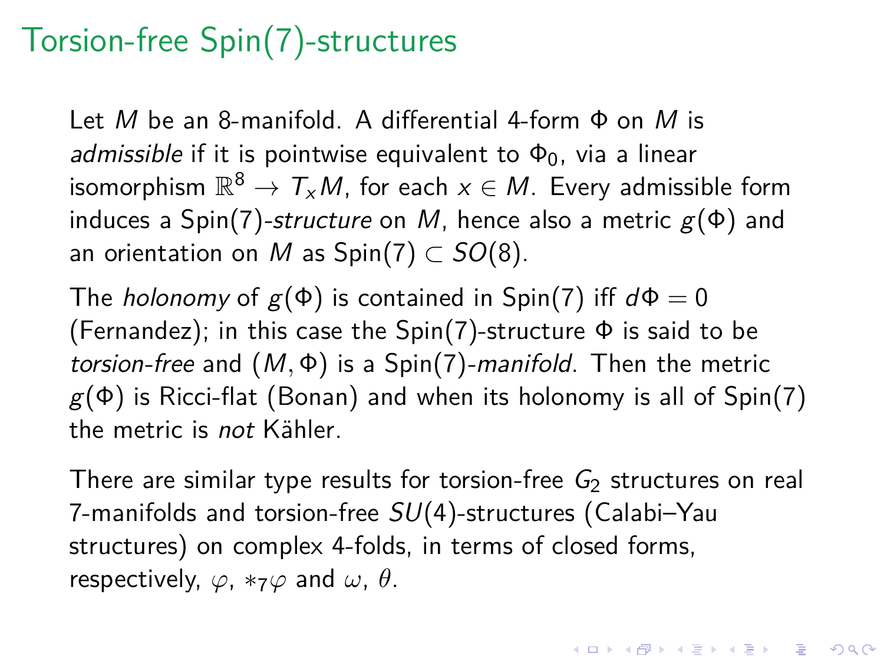# Torsion-free Spin(7)-structures

Let $M$ be an 8-manifold. A differential 4-form $\Phi$ on $M$ is *admissible* if it is pointwise equivalent to $\Phi_0$, via a linear isomorphism $\mathbb{R}^8 \to T_x M$, for each $x \in M$. Every admissible form induces a Spin(7)-*structure* on $M$, hence also a metric $g(\Phi)$ and an orientation on $M$ as $\mathrm{Spin}(7) \subset SO(8)$.

The *holonomy* of $g(\Phi)$ is contained in Spin(7) iff $d\Phi = 0$ (Fernandez); in this case the Spin(7)-structure $\Phi$ is said to be *torsion-free* and $(M, \Phi)$ is a Spin(7)-*manifold*. Then the metric $g(\Phi)$ is Ricci-flat (Bonan) and when its holonomy is all of Spin(7) the metric is *not* Kähler.

There are similar type results for torsion-free $G_2$ structures on real 7-manifolds and torsion-free $SU(4)$-structures (Calabi–Yau structures) on complex 4-folds, in terms of closed forms, respectively, $\varphi$, $*_7\varphi$ and $\omega$, $\theta$.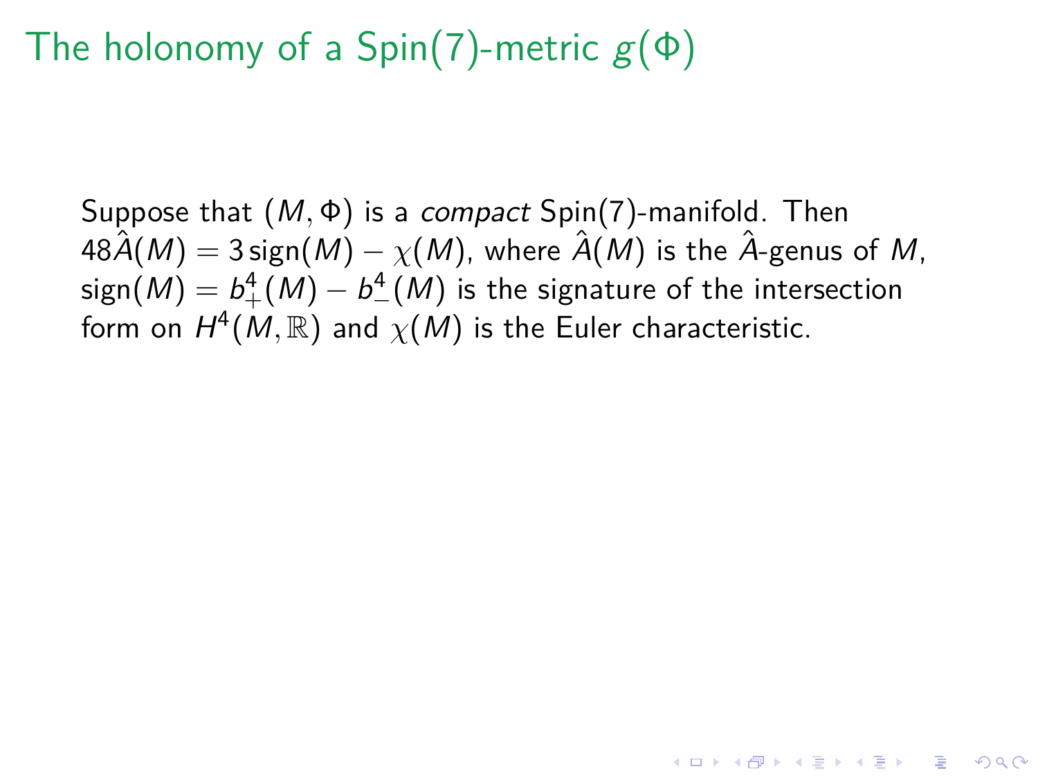# The holonomy of a Spin(7)-metric $g(\Phi)$

Suppose that $(M, \Phi)$ is a *compact* Spin(7)-manifold. Then $48\hat{A}(M) = 3\,\mathrm{sign}(M) - \chi(M)$, where $\hat{A}(M)$ is the $\hat{A}$-genus of $M$, $\mathrm{sign}(M) = b^4_+(M) - b^4_-(M)$ is the signature of the intersection form on $H^4(M, \mathbb{R})$ and $\chi(M)$ is the Euler characteristic.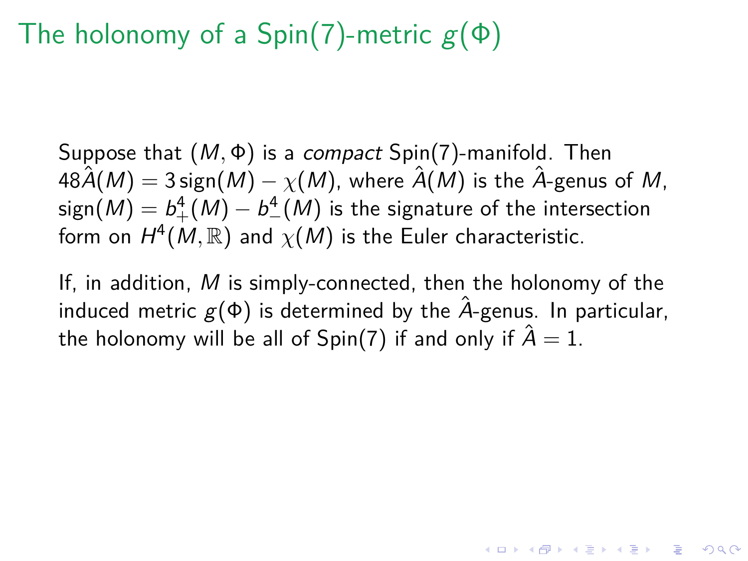# The holonomy of a Spin(7)-metric $g(\Phi)$

Suppose that $(M, \Phi)$ is a *compact* Spin(7)-manifold. Then $48\hat{A}(M) = 3\,\mathrm{sign}(M) - \chi(M)$, where $\hat{A}(M)$ is the $\hat{A}$-genus of $M$, $\mathrm{sign}(M) = b^4_+(M) - b^4_-(M)$ is the signature of the intersection form on $H^4(M, \mathbb{R})$ and $\chi(M)$ is the Euler characteristic.

If, in addition, $M$ is simply-connected, then the holonomy of the induced metric $g(\Phi)$ is determined by the $\hat{A}$-genus. In particular, the holonomy will be all of Spin(7) if and only if $\hat{A} = 1$.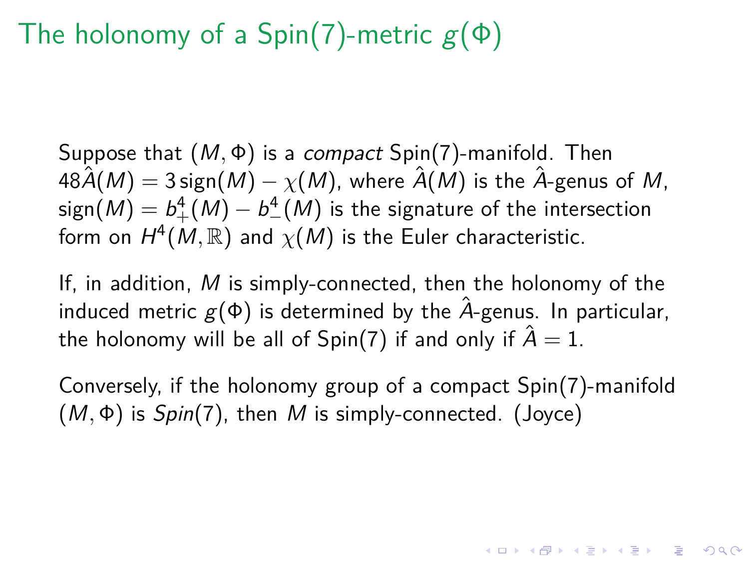# The holonomy of a Spin(7)-metric $g(\Phi)$

Suppose that $(M, \Phi)$ is a *compact* Spin(7)-manifold. Then $48\hat{A}(M) = 3\,\mathrm{sign}(M) - \chi(M)$, where $\hat{A}(M)$ is the $\hat{A}$-genus of $M$, $\mathrm{sign}(M) = b^4_+(M) - b^4_-(M)$ is the signature of the intersection form on $H^4(M, \mathbb{R})$ and $\chi(M)$ is the Euler characteristic.

If, in addition, $M$ is simply-connected, then the holonomy of the induced metric $g(\Phi)$ is determined by the $\hat{A}$-genus. In particular, the holonomy will be all of Spin(7) if and only if $\hat{A} = 1$.

Conversely, if the holonomy group of a compact Spin(7)-manifold $(M, \Phi)$ is *Spin*(7), then $M$ is simply-connected. (Joyce)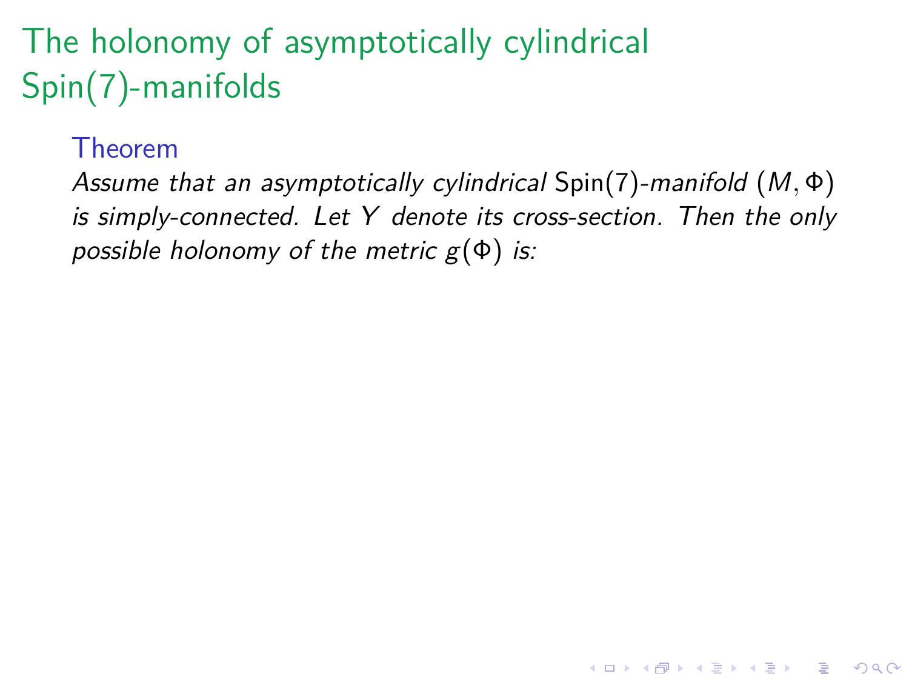# The holonomy of asymptotically cylindrical Spin(7)-manifolds

**Theorem**

*Assume that an asymptotically cylindrical* $\mathrm{Spin}(7)$*-manifold* $(M, \Phi)$ *is simply-connected. Let* $Y$ *denote its cross-section. Then the only possible holonomy of the metric* $g(\Phi)$ *is:*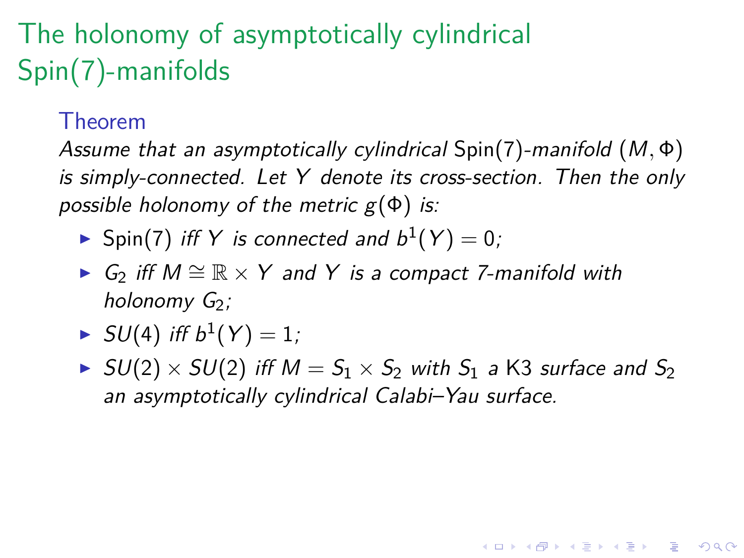# The holonomy of asymptotically cylindrical Spin(7)-manifolds

**Theorem**

*Assume that an asymptotically cylindrical* Spin(7)*-manifold* $(M, \Phi)$ *is simply-connected. Let* $Y$ *denote its cross-section. Then the only possible holonomy of the metric* $g(\Phi)$ *is:*

- Spin(7) *iff* $Y$ *is connected and* $b^1(Y) = 0$*;*
- $G_2$ *iff* $M \cong \mathbb{R} \times Y$ *and* $Y$ *is a compact 7-manifold with holonomy* $G_2$*;*
- $SU(4)$ *iff* $b^1(Y) = 1$*;*
- $SU(2) \times SU(2)$ *iff* $M = S_1 \times S_2$ *with* $S_1$ *a* K3 *surface and* $S_2$ *an asymptotically cylindrical Calabi–Yau surface.*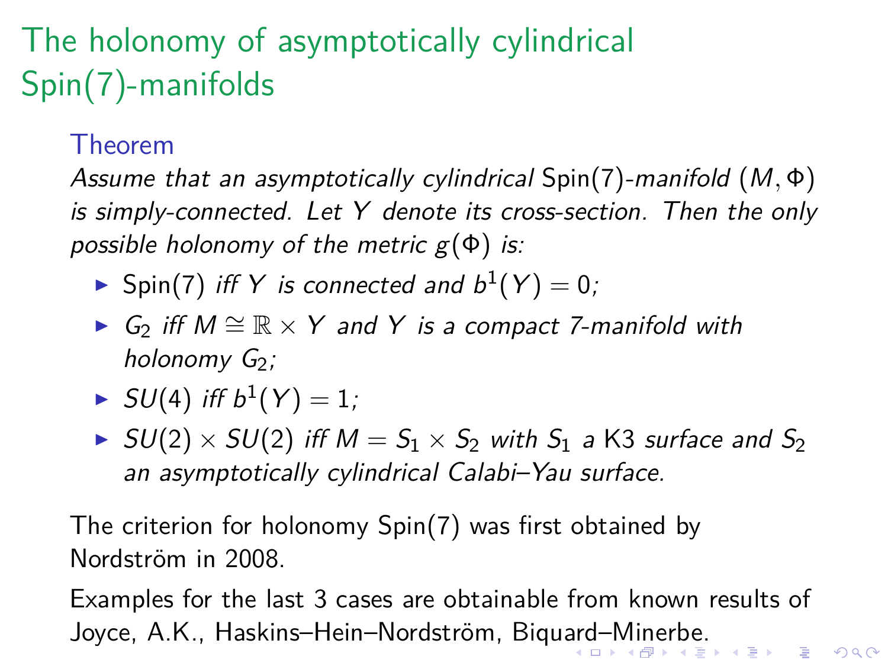# The holonomy of asymptotically cylindrical Spin(7)-manifolds

**Theorem**

*Assume that an asymptotically cylindrical* Spin(7)*-manifold* $(M, \Phi)$ *is simply-connected. Let* $Y$ *denote its cross-section. Then the only possible holonomy of the metric* $g(\Phi)$ *is:*

- Spin(7) *iff* $Y$ *is connected and* $b^1(Y) = 0$;
- $G_2$ *iff* $M \cong \mathbb{R} \times Y$ *and* $Y$ *is a compact 7-manifold with holonomy* $G_2$;
- $SU(4)$ *iff* $b^1(Y) = 1$;
- $SU(2) \times SU(2)$ *iff* $M = S_1 \times S_2$ *with* $S_1$ *a* K3 *surface and* $S_2$ *an asymptotically cylindrical Calabi–Yau surface.*

The criterion for holonomy Spin(7) was first obtained by Nordström in 2008.

Examples for the last 3 cases are obtainable from known results of Joyce, A.K., Haskins–Hein–Nordström, Biquard–Minerbe.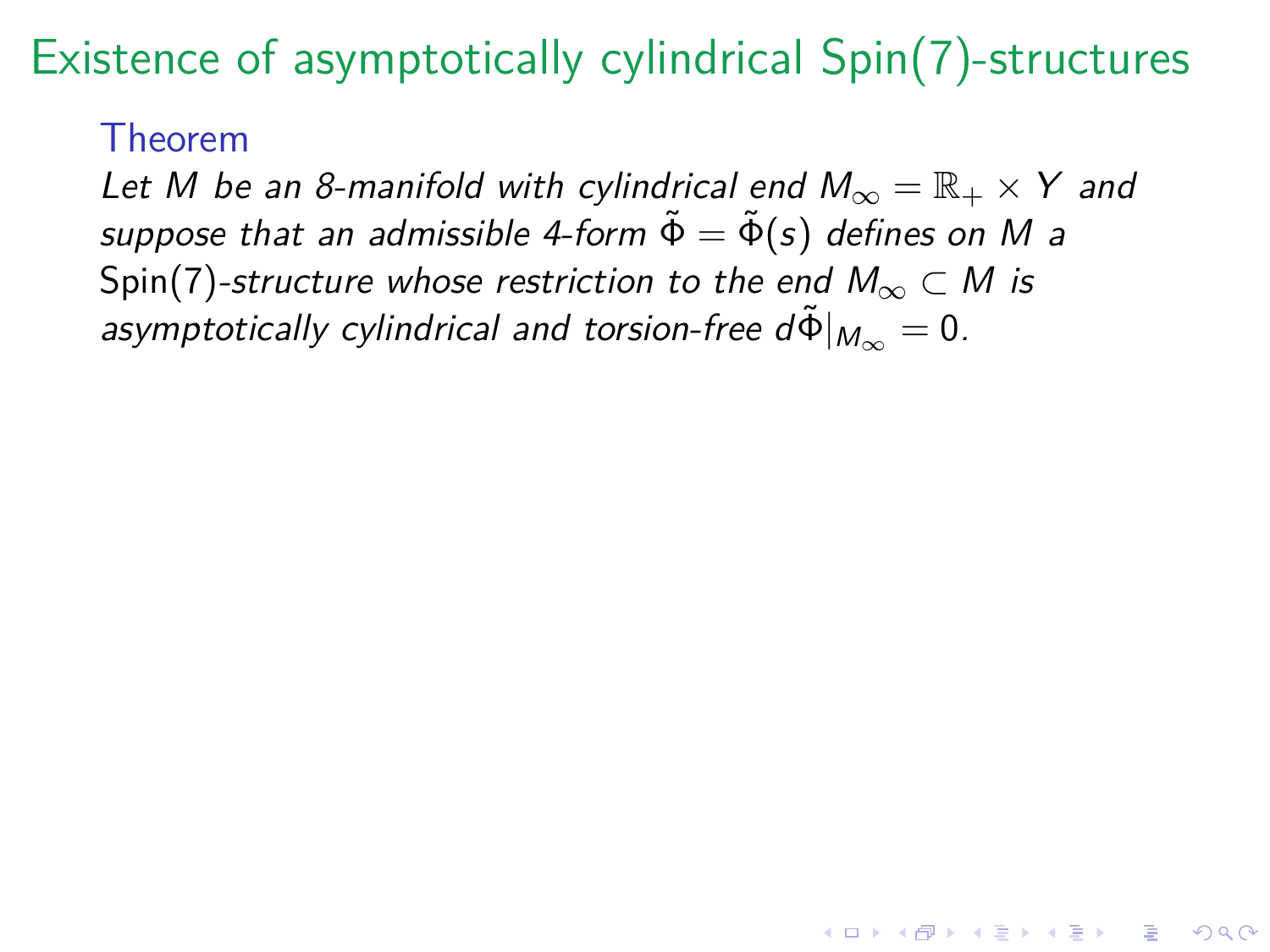# Existence of asymptotically cylindrical Spin(7)-structures

**Theorem**

*Let $M$ be an 8-manifold with cylindrical end $M_\infty = \mathbb{R}_+ \times Y$ and suppose that an admissible 4-form $\tilde{\Phi} = \tilde{\Phi}(s)$ defines on $M$ a* Spin(7)*-structure whose restriction to the end $M_\infty \subset M$ is asymptotically cylindrical and torsion-free $d\tilde{\Phi}|_{M_\infty} = 0$.*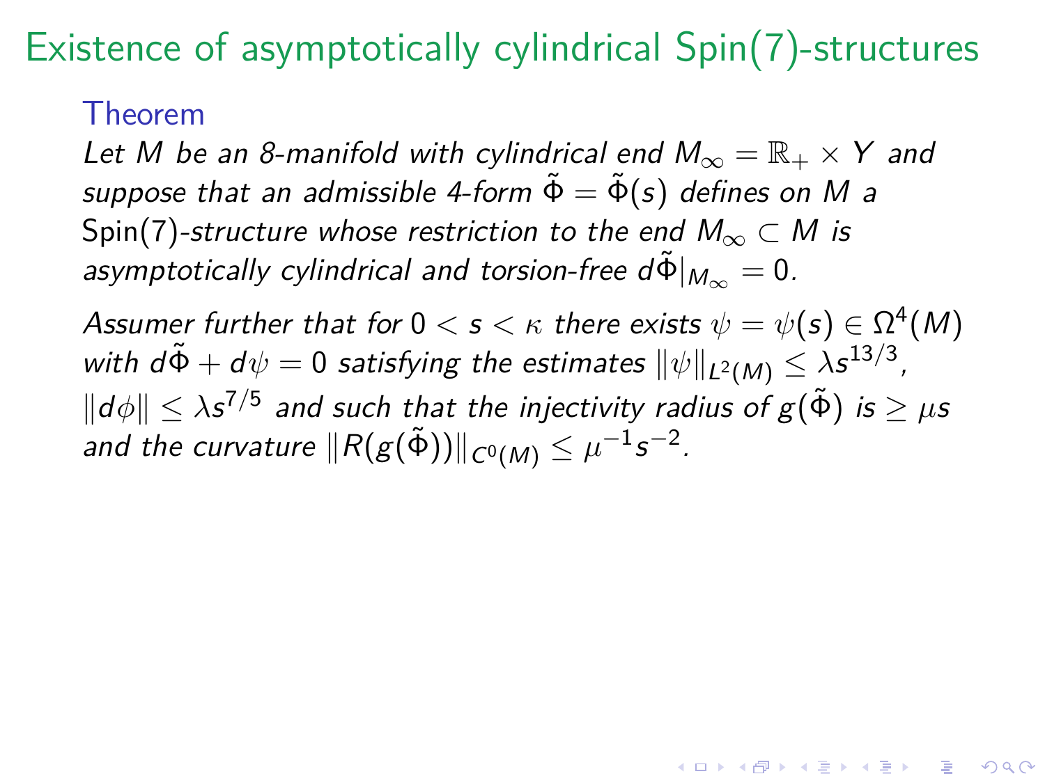# Existence of asymptotically cylindrical Spin(7)-structures

**Theorem**

*Let $M$ be an 8-manifold with cylindrical end $M_\infty = \mathbb{R}_+ \times Y$ and suppose that an admissible 4-form $\tilde{\Phi} = \tilde{\Phi}(s)$ defines on $M$ a* Spin(7)*-structure whose restriction to the end $M_\infty \subset M$ is asymptotically cylindrical and torsion-free $d\tilde{\Phi}|_{M_\infty} = 0$.*

*Assumer further that for $0 < s < \kappa$ there exists $\psi = \psi(s) \in \Omega^4(M)$ with $d\tilde{\Phi} + d\psi = 0$ satisfying the estimates $\|\psi\|_{L^2(M)} \leq \lambda s^{13/3}$, $\|d\phi\| \leq \lambda s^{7/5}$ and such that the injectivity radius of $g(\tilde{\Phi})$ is $\geq \mu s$ and the curvature $\|R(g(\tilde{\Phi}))\|_{C^0(M)} \leq \mu^{-1} s^{-2}$.*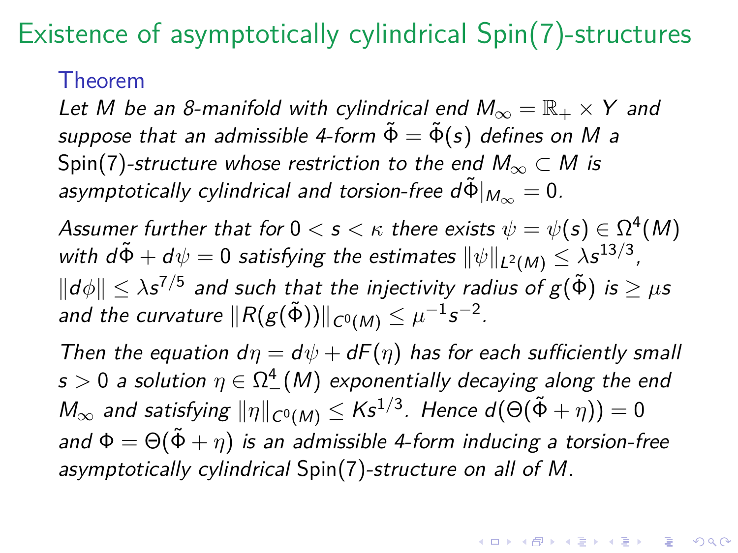# Existence of asymptotically cylindrical Spin(7)-structures

### Theorem

*Let $M$ be an 8-manifold with cylindrical end $M_\infty = \mathbb{R}_+ \times Y$ and suppose that an admissible 4-form $\tilde{\Phi} = \tilde{\Phi}(s)$ defines on $M$ a* Spin(7)*-structure whose restriction to the end $M_\infty \subset M$ is asymptotically cylindrical and torsion-free $d\tilde{\Phi}|_{M_\infty} = 0$.*

*Assumer further that for $0 < s < \kappa$ there exists $\psi = \psi(s) \in \Omega^4(M)$ with $d\tilde{\Phi} + d\psi = 0$ satisfying the estimates $\|\psi\|_{L^2(M)} \leq \lambda s^{13/3}$, $\|d\phi\| \leq \lambda s^{7/5}$ and such that the injectivity radius of $g(\tilde{\Phi})$ is $\geq \mu s$ and the curvature $\|R(g(\tilde{\Phi}))\|_{C^0(M)} \leq \mu^{-1} s^{-2}$.*

*Then the equation $d\eta = d\psi + dF(\eta)$ has for each sufficiently small $s > 0$ a solution $\eta \in \Omega^4_-(M)$ exponentially decaying along the end $M_\infty$ and satisfying $\|\eta\|_{C^0(M)} \leq K s^{1/3}$. Hence $d(\Theta(\tilde{\Phi} + \eta)) = 0$ and $\Phi = \Theta(\tilde{\Phi} + \eta)$ is an admissible 4-form inducing a torsion-free asymptotically cylindrical* Spin(7)*-structure on all of $M$.*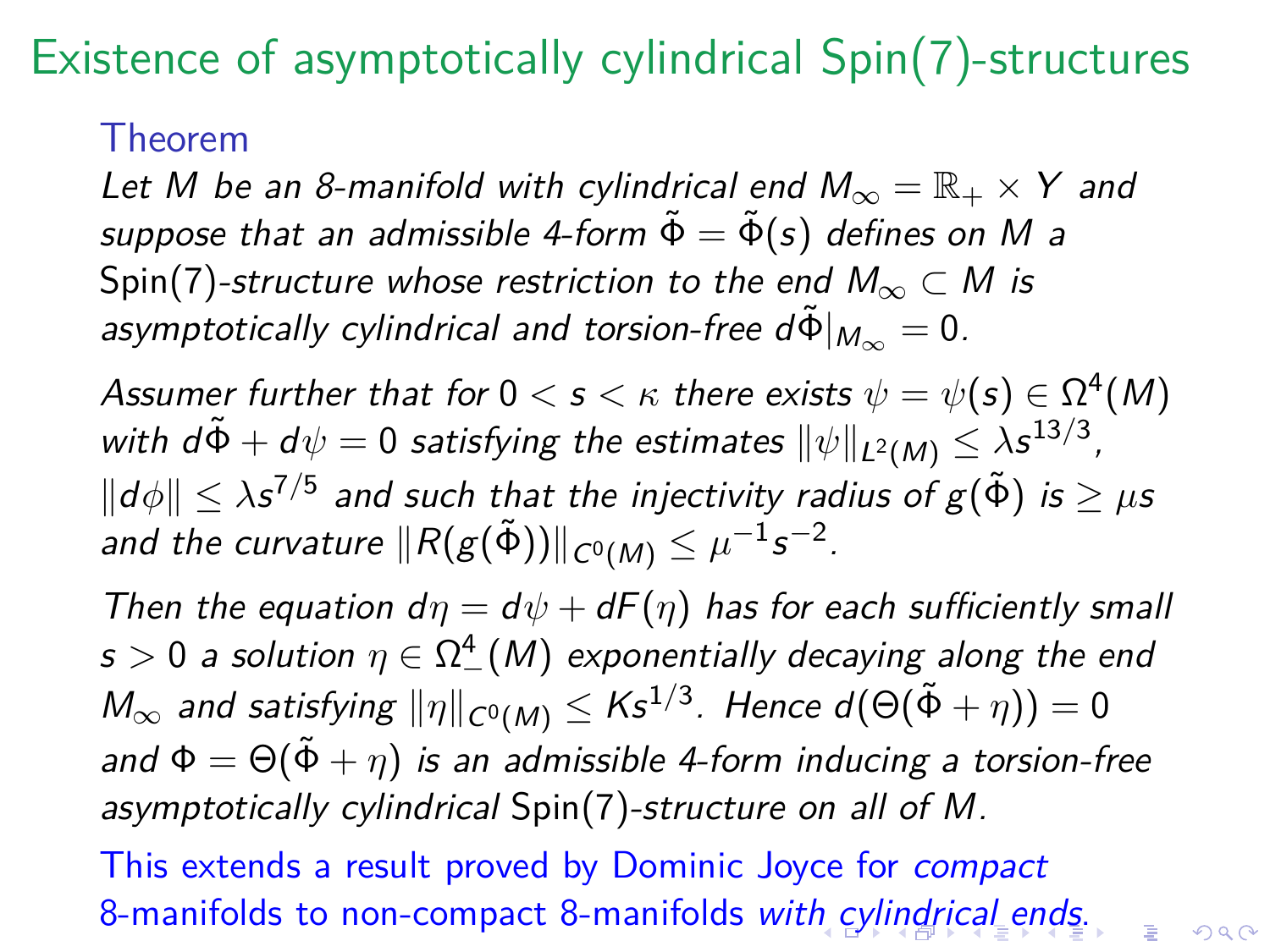# Existence of asymptotically cylindrical Spin(7)-structures

### Theorem

*Let $M$ be an 8-manifold with cylindrical end $M_\infty = \mathbb{R}_+ \times Y$ and suppose that an admissible 4-form $\tilde{\Phi} = \tilde{\Phi}(s)$ defines on $M$ a* Spin(7)*-structure whose restriction to the end $M_\infty \subset M$ is asymptotically cylindrical and torsion-free $d\tilde{\Phi}|_{M_\infty} = 0$.*

*Assumer further that for $0 < s < \kappa$ there exists $\psi = \psi(s) \in \Omega^4(M)$ with $d\tilde{\Phi} + d\psi = 0$ satisfying the estimates $\|\psi\|_{L^2(M)} \leq \lambda s^{13/3}$, $\|d\phi\| \leq \lambda s^{7/5}$ and such that the injectivity radius of $g(\tilde{\Phi})$ is $\geq \mu s$ and the curvature $\|R(g(\tilde{\Phi}))\|_{C^0(M)} \leq \mu^{-1} s^{-2}$.*

*Then the equation $d\eta = d\psi + dF(\eta)$ has for each sufficiently small $s > 0$ a solution $\eta \in \Omega^4_-(M)$ exponentially decaying along the end $M_\infty$ and satisfying $\|\eta\|_{C^0(M)} \leq K s^{1/3}$. Hence $d(\Theta(\tilde{\Phi} + \eta)) = 0$ and $\Phi = \Theta(\tilde{\Phi} + \eta)$ is an admissible 4-form inducing a torsion-free asymptotically cylindrical* Spin(7)*-structure on all of $M$.*

This extends a result proved by Dominic Joyce for *compact* 8-manifolds to non-compact 8-manifolds *with cylindrical ends*.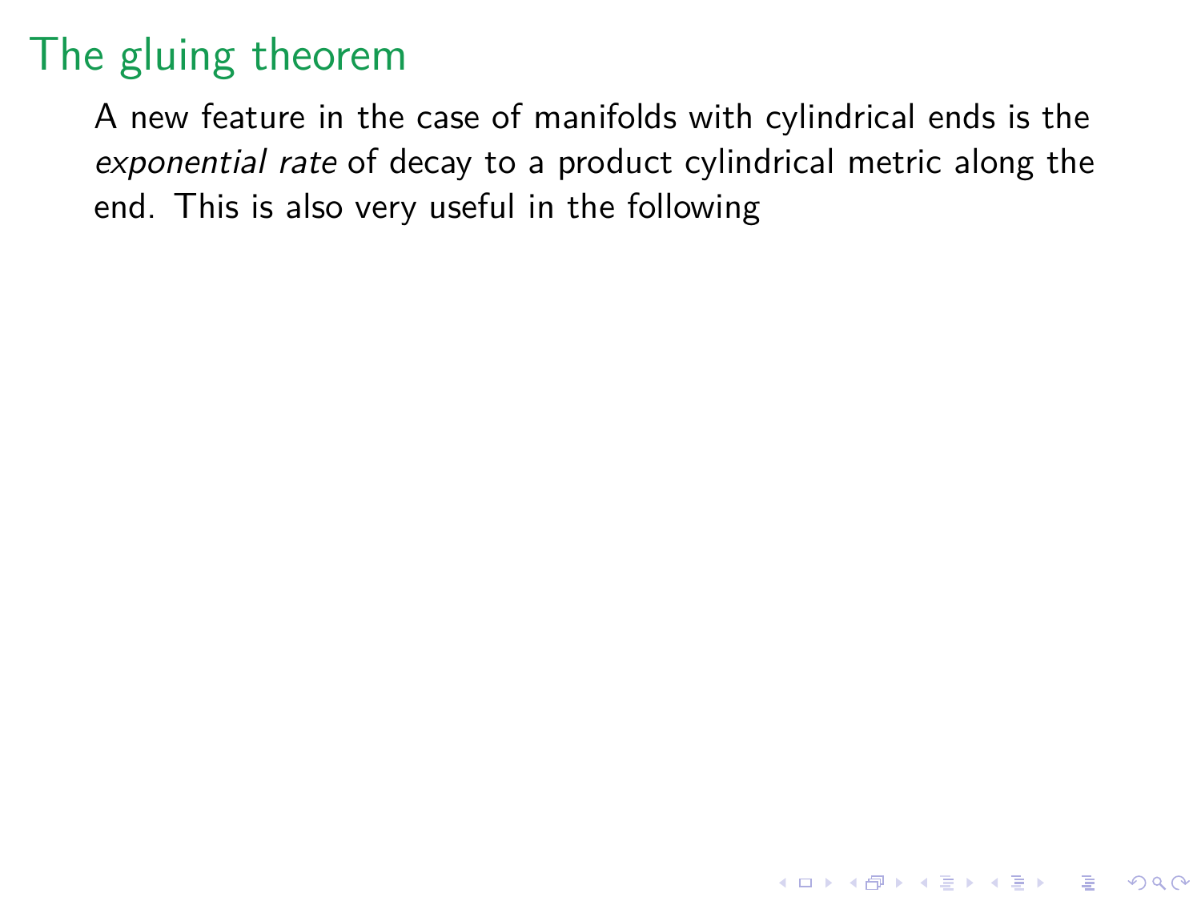# The gluing theorem

A new feature in the case of manifolds with cylindrical ends is the *exponential rate* of decay to a product cylindrical metric along the end. This is also very useful in the following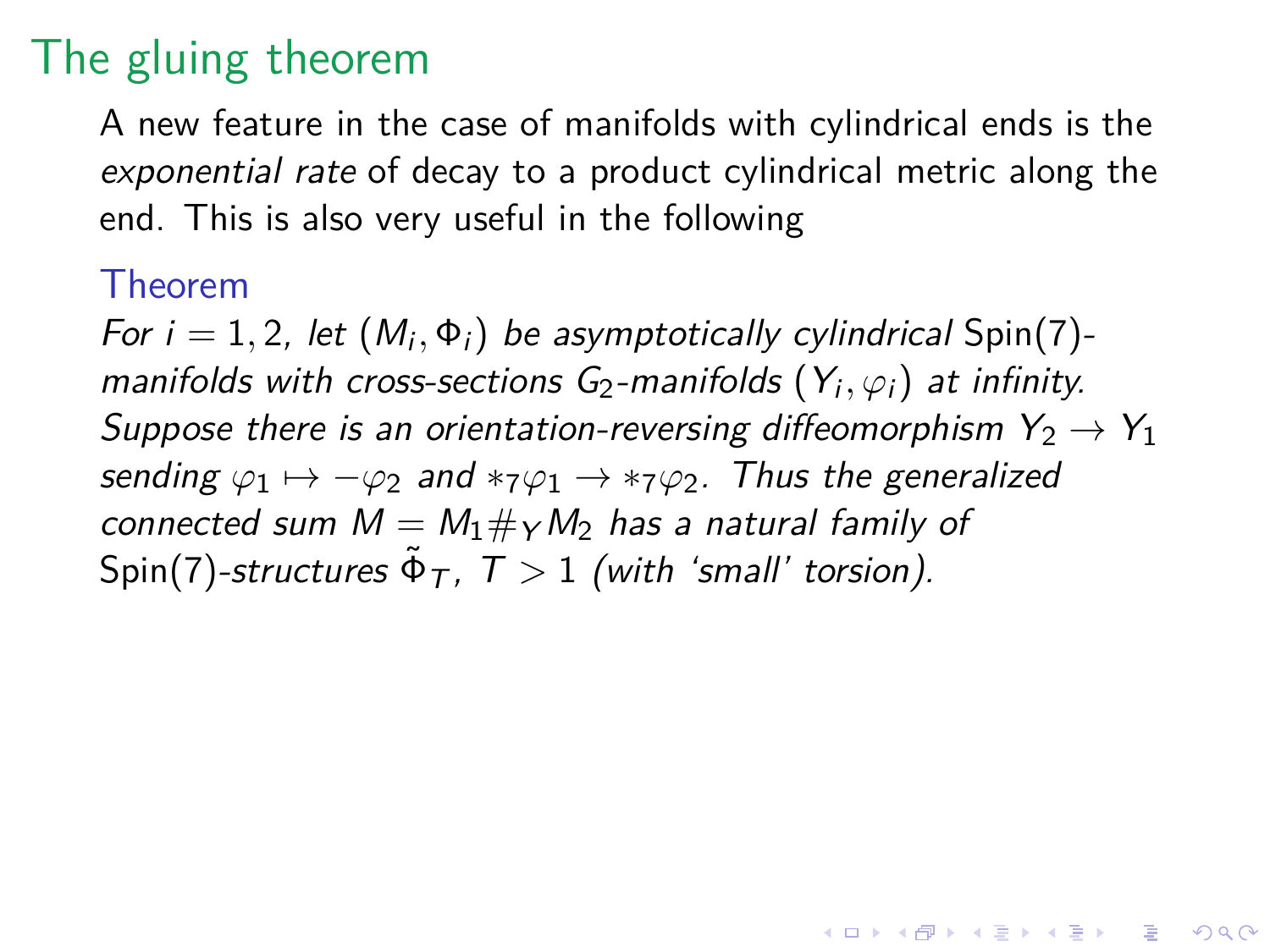# The gluing theorem

A new feature in the case of manifolds with cylindrical ends is the *exponential rate* of decay to a product cylindrical metric along the end. This is also very useful in the following

**Theorem**

*For $i = 1, 2$, let $(M_i, \Phi_i)$ be asymptotically cylindrical* $\mathrm{Spin}(7)$*-manifolds with cross-sections $G_2$-manifolds $(Y_i, \varphi_i)$ at infinity. Suppose there is an orientation-reversing diffeomorphism $Y_2 \to Y_1$ sending $\varphi_1 \mapsto -\varphi_2$ and $*_7\varphi_1 \to *_7\varphi_2$. Thus the generalized connected sum $M = M_1 \#_Y M_2$ has a natural family of* $\mathrm{Spin}(7)$*-structures $\tilde{\Phi}_T$, $T > 1$ (with 'small' torsion).*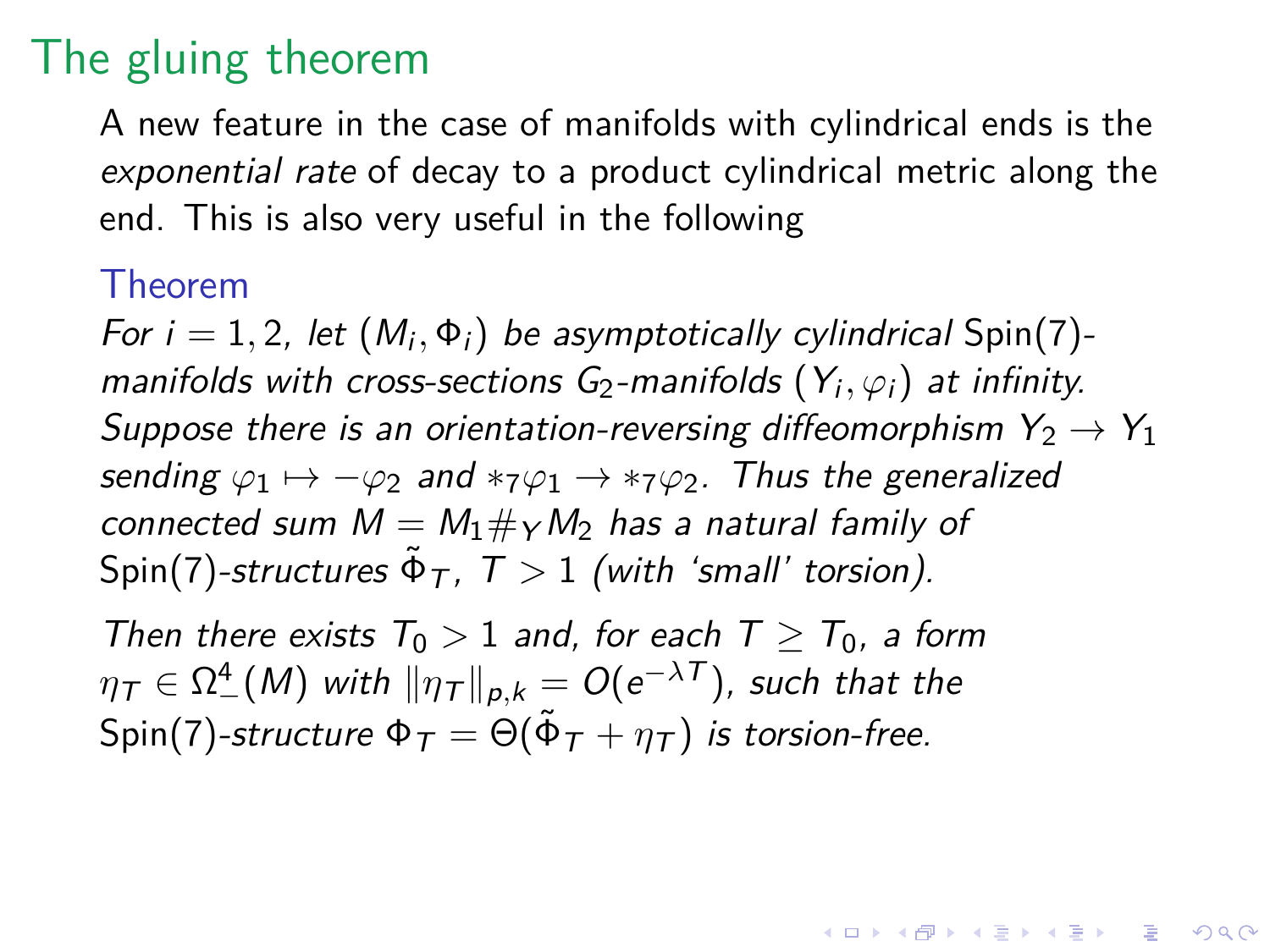# The gluing theorem

A new feature in the case of manifolds with cylindrical ends is the *exponential rate* of decay to a product cylindrical metric along the end. This is also very useful in the following

### Theorem

*For $i = 1, 2$, let $(M_i, \Phi_i)$ be asymptotically cylindrical* Spin(7)*-manifolds with cross-sections $G_2$-manifolds $(Y_i, \varphi_i)$ at infinity. Suppose there is an orientation-reversing diffeomorphism $Y_2 \to Y_1$ sending $\varphi_1 \mapsto -\varphi_2$ and $*_7\varphi_1 \to *_7\varphi_2$. Thus the generalized connected sum $M = M_1 \#_Y M_2$ has a natural family of* Spin(7)*-structures $\tilde{\Phi}_T$, $T > 1$ (with 'small' torsion).*

*Then there exists $T_0 > 1$ and, for each $T \geq T_0$, a form $\eta_T \in \Omega^4_-(M)$ with $\|\eta_T\|_{p,k} = O(e^{-\lambda T})$, such that the* Spin(7)*-structure $\Phi_T = \Theta(\tilde{\Phi}_T + \eta_T)$ is torsion-free.*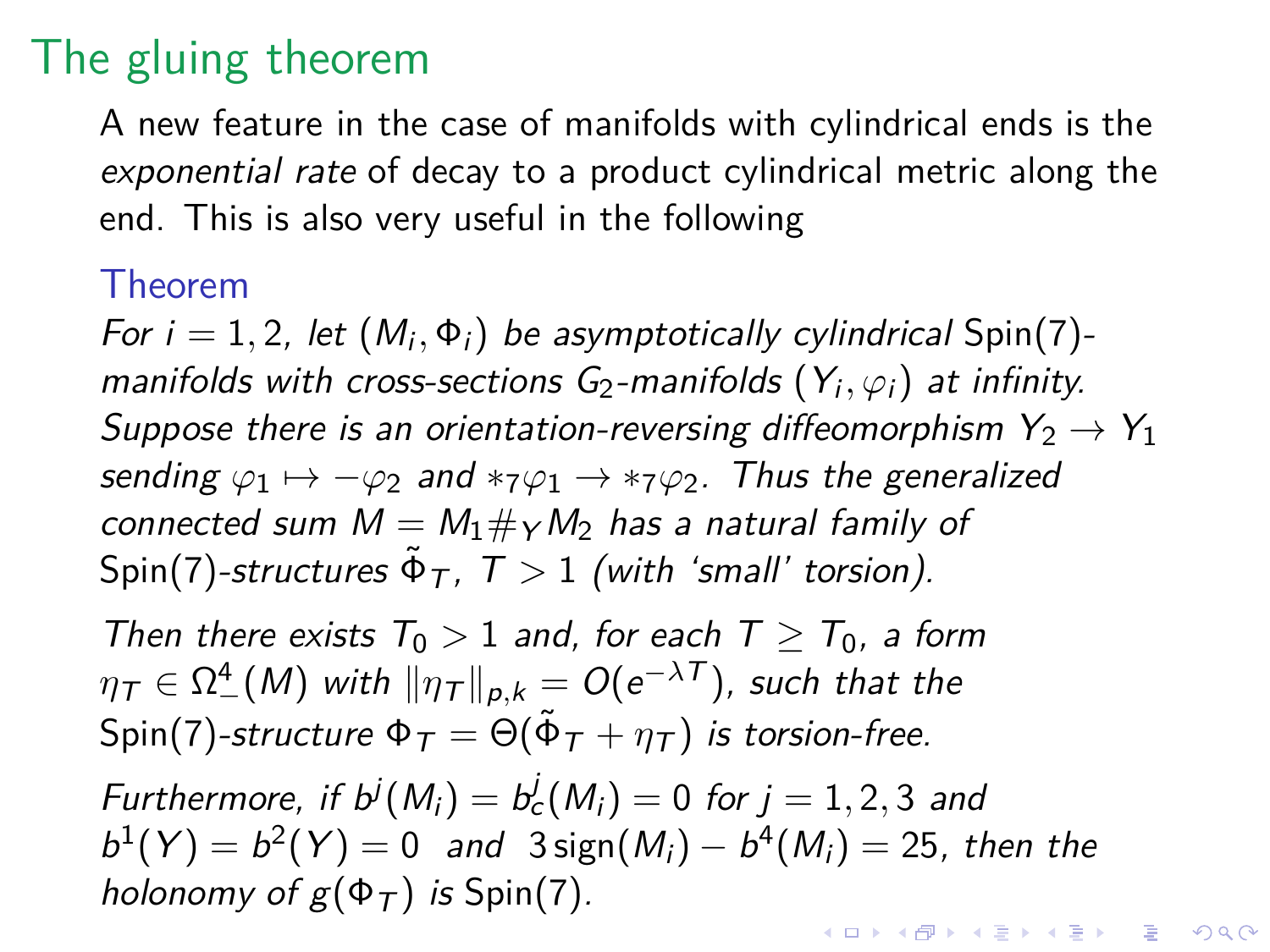# The gluing theorem

A new feature in the case of manifolds with cylindrical ends is the *exponential rate* of decay to a product cylindrical metric along the end. This is also very useful in the following

**Theorem**

*For $i = 1, 2$, let $(M_i, \Phi_i)$ be asymptotically cylindrical* Spin(7)*-manifolds with cross-sections $G_2$-manifolds $(Y_i, \varphi_i)$ at infinity. Suppose there is an orientation-reversing diffeomorphism $Y_2 \to Y_1$ sending $\varphi_1 \mapsto -\varphi_2$ and $*_7\varphi_1 \to *_7\varphi_2$. Thus the generalized connected sum $M = M_1 \#_Y M_2$ has a natural family of* Spin(7)*-structures $\tilde{\Phi}_T$, $T > 1$ (with 'small' torsion).*

*Then there exists $T_0 > 1$ and, for each $T \geq T_0$, a form $\eta_T \in \Omega^4_-(M)$ with $\|\eta_T\|_{p,k} = O(e^{-\lambda T})$, such that the* Spin(7)*-structure $\Phi_T = \Theta(\tilde{\Phi}_T + \eta_T)$ is torsion-free.*

*Furthermore, if $b^j(M_i) = b^j_c(M_i) = 0$ for $j = 1, 2, 3$ and $b^1(Y) = b^2(Y) = 0$ and $3\,\mathrm{sign}(M_i) - b^4(M_i) = 25$, then the holonomy of $g(\Phi_T)$ is* Spin(7)*.*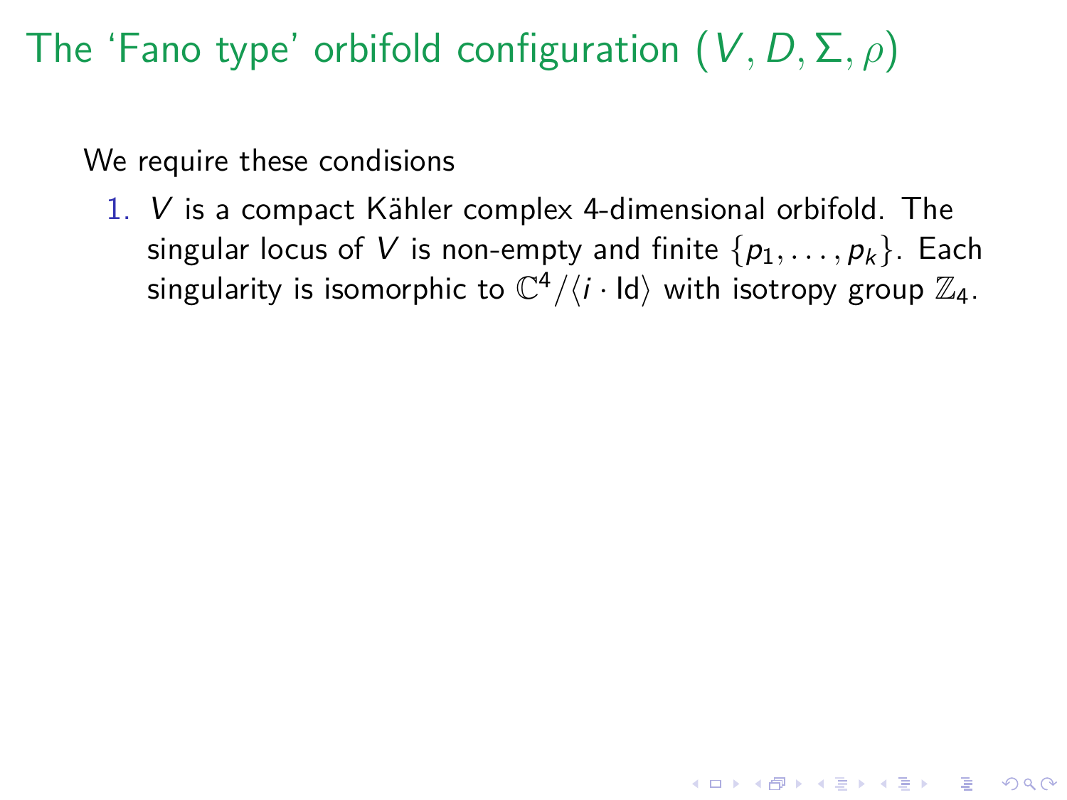# The 'Fano type' orbifold configuration $(V, D, \Sigma, \rho)$

We require these condisions

1. $V$ is a compact Kähler complex 4-dimensional orbifold. The singular locus of $V$ is non-empty and finite $\{p_1, \ldots, p_k\}$. Each singularity is isomorphic to $\mathbb{C}^4/\langle i \cdot \mathrm{Id} \rangle$ with isotropy group $\mathbb{Z}_4$.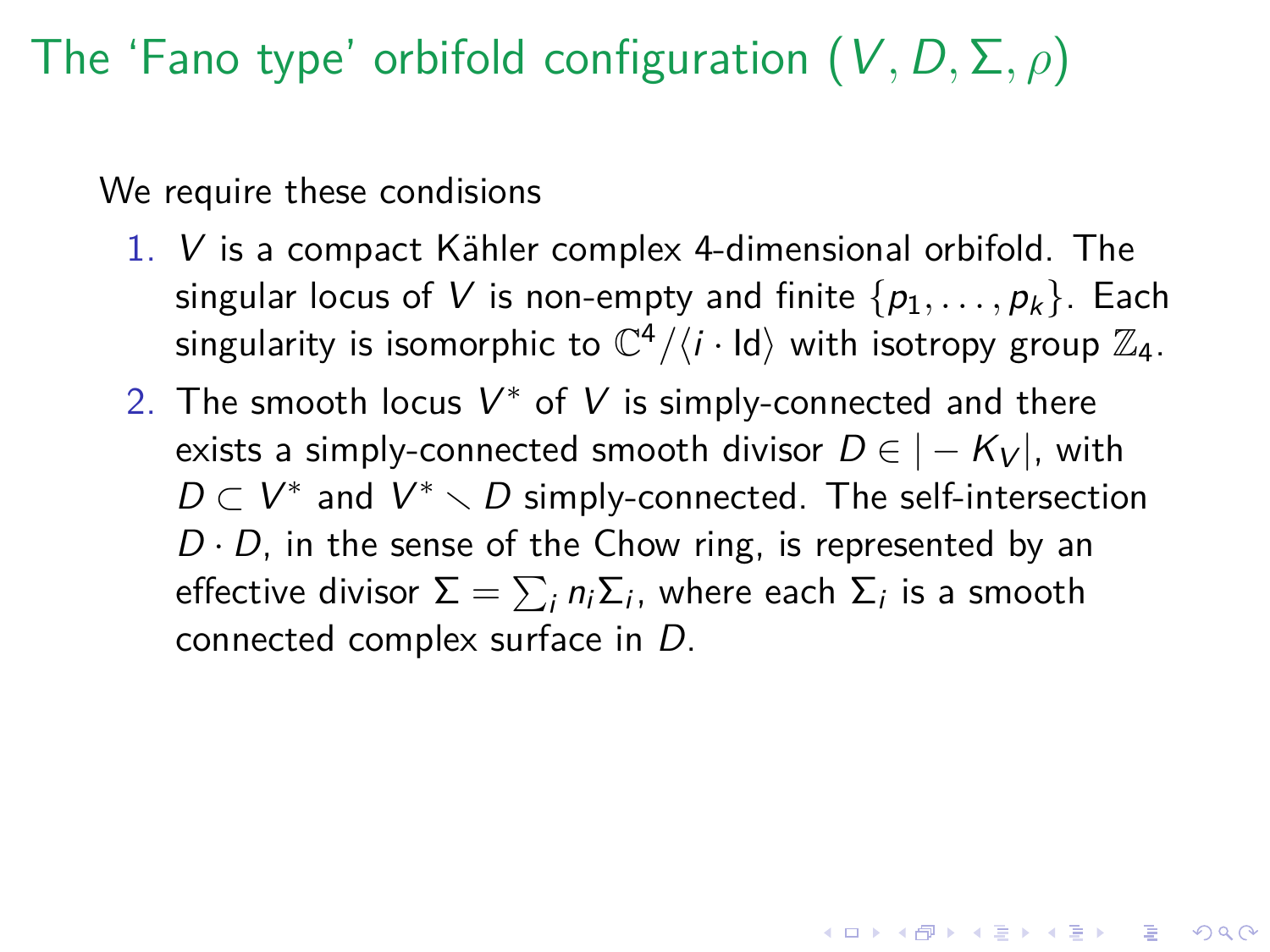# The 'Fano type' orbifold configuration $(V, D, \Sigma, \rho)$

We require these condisions

1. $V$ is a compact Kähler complex 4-dimensional orbifold. The singular locus of $V$ is non-empty and finite $\{p_1, \ldots, p_k\}$. Each singularity is isomorphic to $\mathbb{C}^4/\langle i \cdot \mathrm{Id} \rangle$ with isotropy group $\mathbb{Z}_4$.
2. The smooth locus $V^*$ of $V$ is simply-connected and there exists a simply-connected smooth divisor $D \in |-K_V|$, with $D \subset V^*$ and $V^* \setminus D$ simply-connected. The self-intersection $D \cdot D$, in the sense of the Chow ring, is represented by an effective divisor $\Sigma = \sum_i n_i \Sigma_i$, where each $\Sigma_i$ is a smooth connected complex surface in $D$.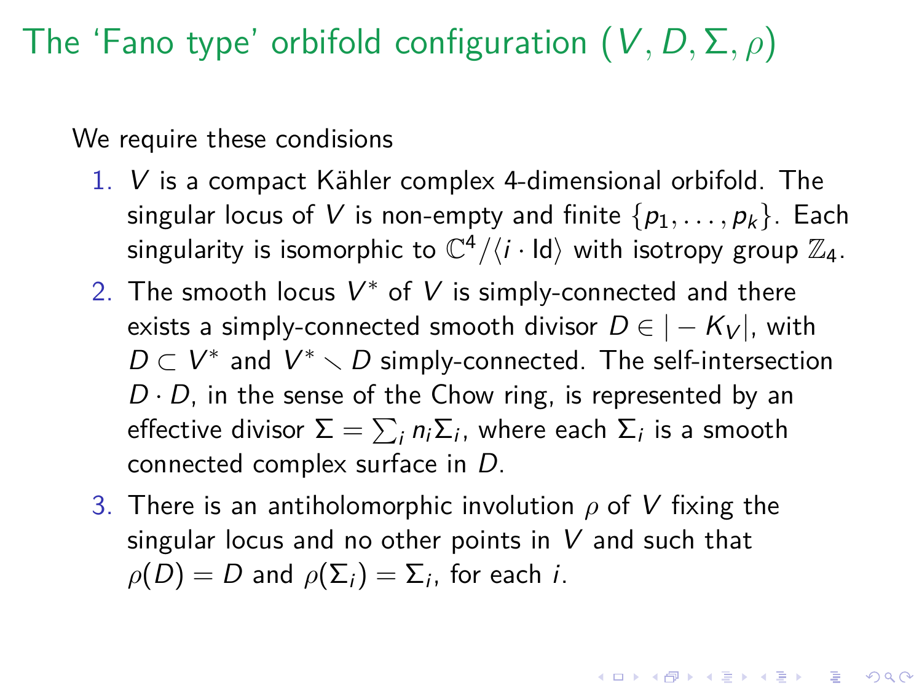# The 'Fano type' orbifold configuration $(V, D, \Sigma, \rho)$

We require these condisions

1. $V$ is a compact Kähler complex 4-dimensional orbifold. The singular locus of $V$ is non-empty and finite $\{p_1, \ldots, p_k\}$. Each singularity is isomorphic to $\mathbb{C}^4/\langle i \cdot \mathrm{Id} \rangle$ with isotropy group $\mathbb{Z}_4$.
2. The smooth locus $V^*$ of $V$ is simply-connected and there exists a simply-connected smooth divisor $D \in |-K_V|$, with $D \subset V^*$ and $V^* \smallsetminus D$ simply-connected. The self-intersection $D \cdot D$, in the sense of the Chow ring, is represented by an effective divisor $\Sigma = \sum_i n_i \Sigma_i$, where each $\Sigma_i$ is a smooth connected complex surface in $D$.
3. There is an antiholomorphic involution $\rho$ of $V$ fixing the singular locus and no other points in $V$ and such that $\rho(D) = D$ and $\rho(\Sigma_i) = \Sigma_i$, for each $i$.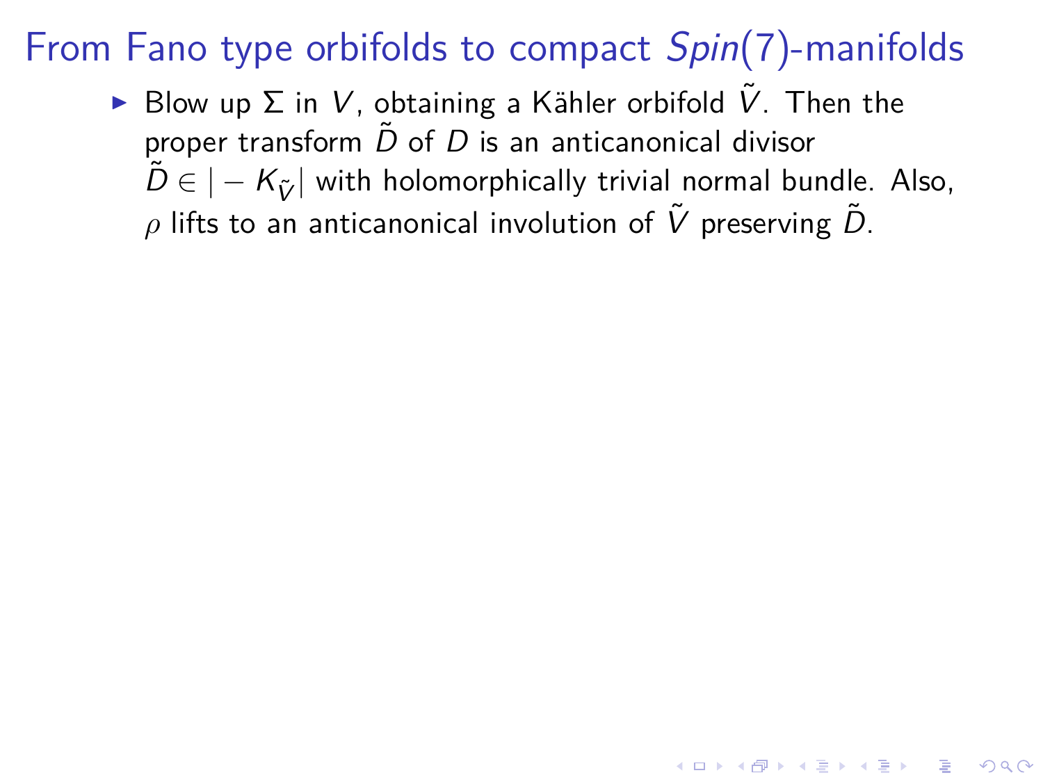# From Fano type orbifolds to compact $Spin(7)$-manifolds

- Blow up $\Sigma$ in $V$, obtaining a Kähler orbifold $\tilde{V}$. Then the proper transform $\tilde{D}$ of $D$ is an anticanonical divisor $\tilde{D} \in |-K_{\tilde{V}}|$ with holomorphically trivial normal bundle. Also, $\rho$ lifts to an anticanonical involution of $\tilde{V}$ preserving $\tilde{D}$.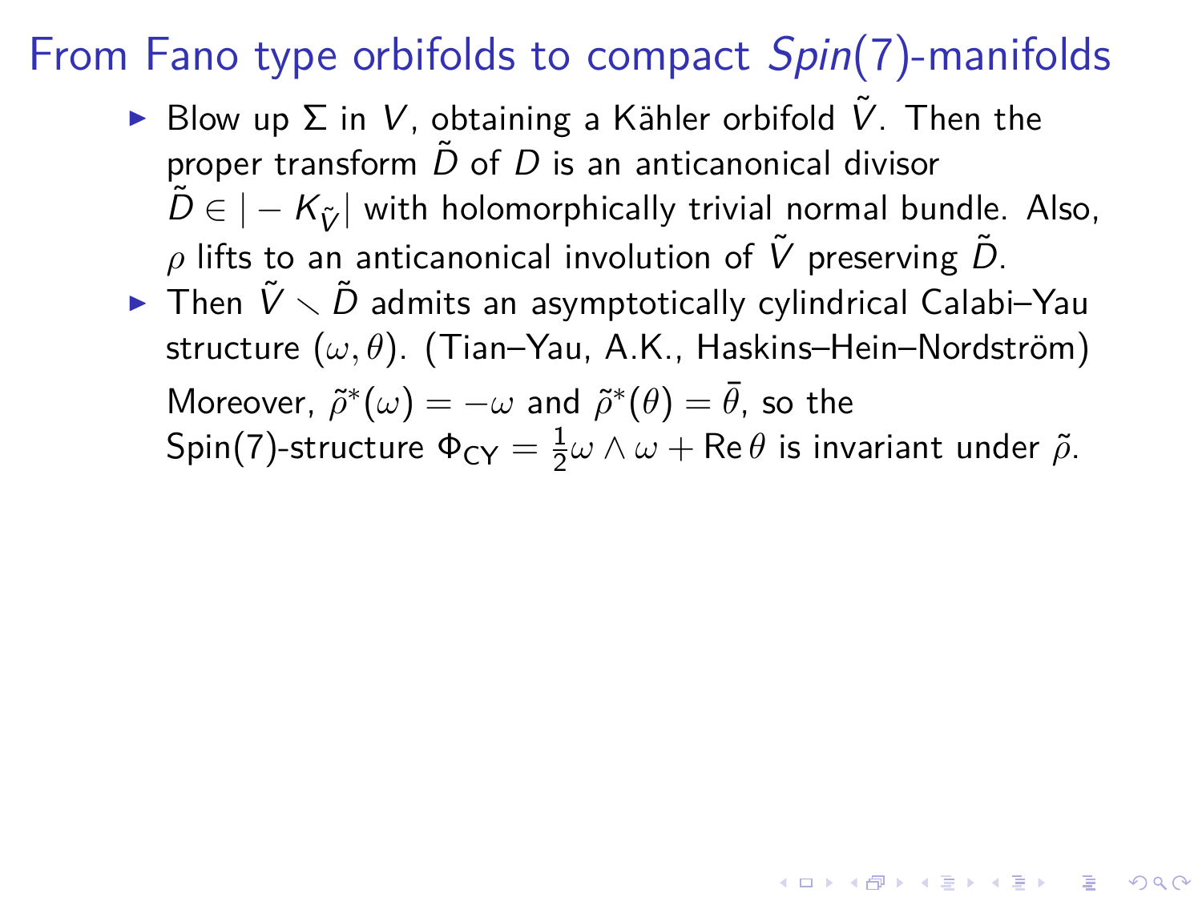# From Fano type orbifolds to compact *Spin*(7)-manifolds

- Blow up $\Sigma$ in $V$, obtaining a Kähler orbifold $\tilde{V}$. Then the proper transform $\tilde{D}$ of $D$ is an anticanonical divisor $\tilde{D} \in |-K_{\tilde{V}}|$ with holomorphically trivial normal bundle. Also, $\rho$ lifts to an anticanonical involution of $\tilde{V}$ preserving $\tilde{D}$.
- Then $\tilde{V} \setminus \tilde{D}$ admits an asymptotically cylindrical Calabi–Yau structure $(\omega, \theta)$. (Tian–Yau, A.K., Haskins–Hein–Nordström)

  Moreover, $\tilde{\rho}^*(\omega) = -\omega$ and $\tilde{\rho}^*(\theta) = \bar{\theta}$, so the Spin(7)-structure $\Phi_{\mathrm{CY}} = \frac{1}{2}\omega \wedge \omega + \operatorname{Re}\theta$ is invariant under $\tilde{\rho}$.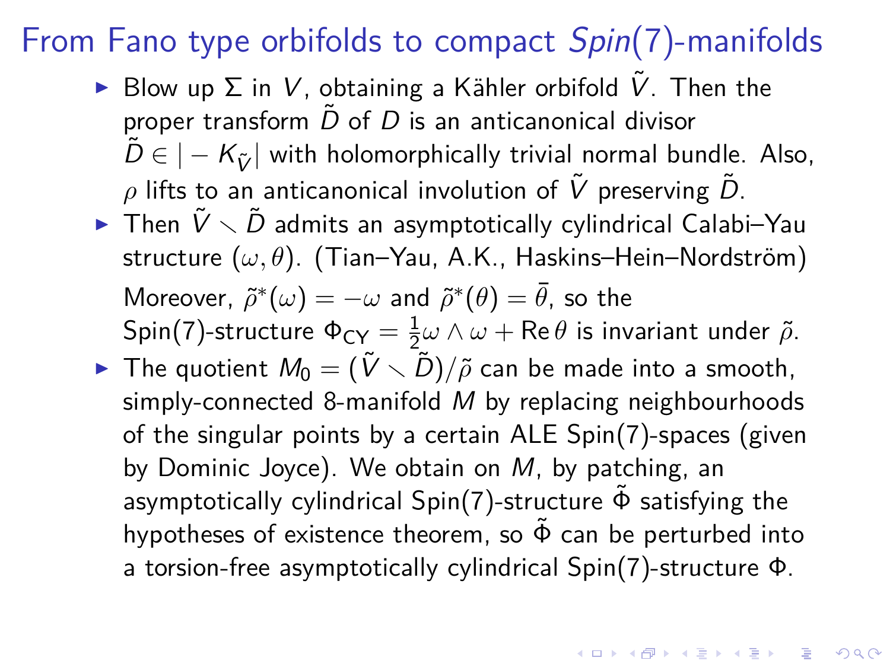# From Fano type orbifolds to compact *Spin*(7)-manifolds

- Blow up $\Sigma$ in $V$, obtaining a Kähler orbifold $\tilde{V}$. Then the proper transform $\tilde{D}$ of $D$ is an anticanonical divisor $\tilde{D} \in |-K_{\tilde{V}}|$ with holomorphically trivial normal bundle. Also, $\rho$ lifts to an anticanonical involution of $\tilde{V}$ preserving $\tilde{D}$.
- Then $\tilde{V} \setminus \tilde{D}$ admits an asymptotically cylindrical Calabi–Yau structure $(\omega, \theta)$. (Tian–Yau, A.K., Haskins–Hein–Nordström) Moreover, $\tilde{\rho}^*(\omega) = -\omega$ and $\tilde{\rho}^*(\theta) = \bar{\theta}$, so the Spin(7)-structure $\Phi_{\mathrm{CY}} = \frac{1}{2}\omega \wedge \omega + \mathrm{Re}\,\theta$ is invariant under $\tilde{\rho}$.
- The quotient $M_0 = (\tilde{V} \setminus \tilde{D})/\tilde{\rho}$ can be made into a smooth, simply-connected 8-manifold $M$ by replacing neighbourhoods of the singular points by a certain ALE Spin(7)-spaces (given by Dominic Joyce). We obtain on $M$, by patching, an asymptotically cylindrical Spin(7)-structure $\tilde{\Phi}$ satisfying the hypotheses of existence theorem, so $\tilde{\Phi}$ can be perturbed into a torsion-free asymptotically cylindrical Spin(7)-structure $\Phi$.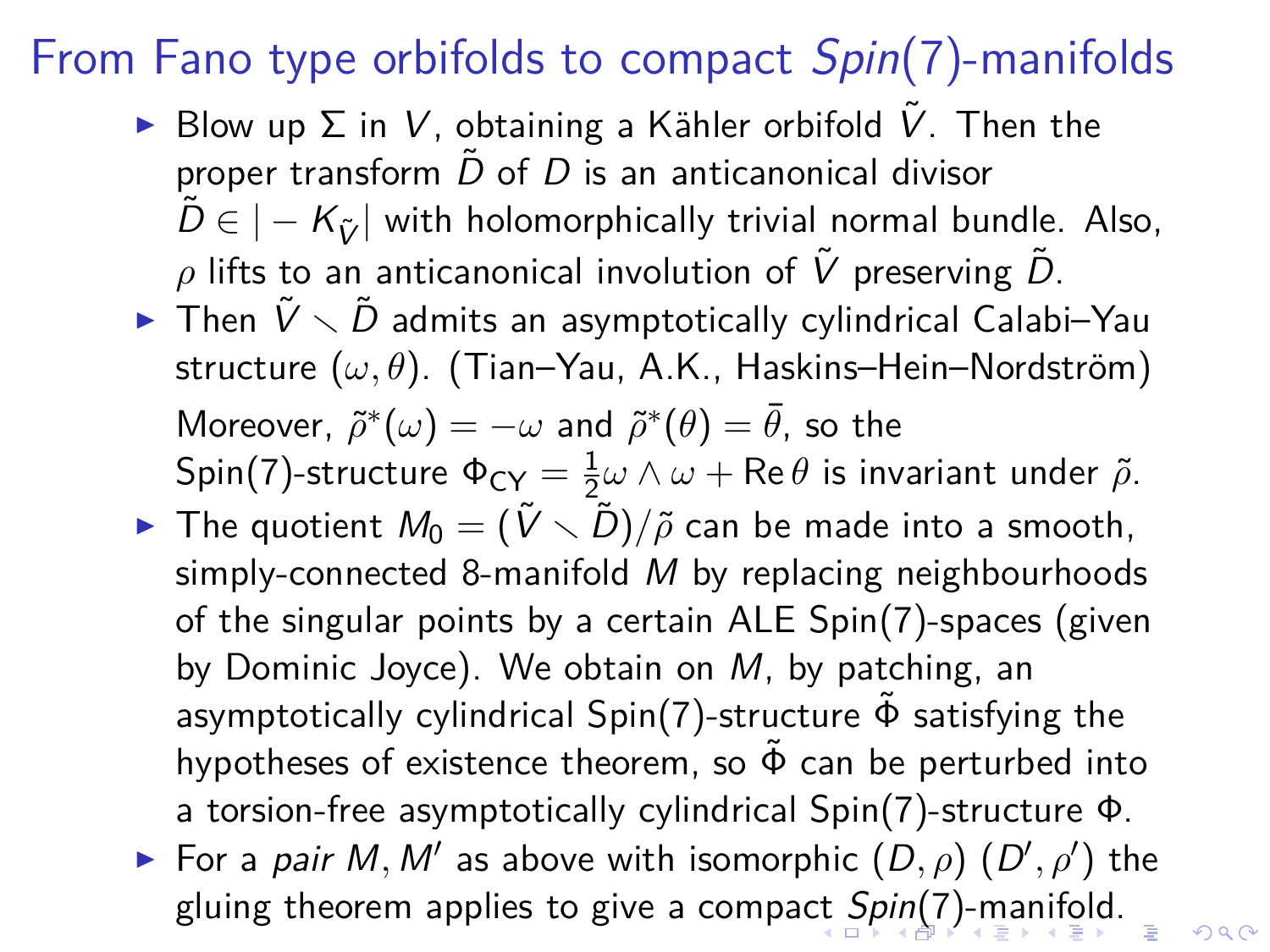# From Fano type orbifolds to compact *Spin*(7)-manifolds

- Blow up $\Sigma$ in $V$, obtaining a Kähler orbifold $\tilde{V}$. Then the proper transform $\tilde{D}$ of $D$ is an anticanonical divisor $\tilde{D} \in |-K_{\tilde{V}}|$ with holomorphically trivial normal bundle. Also, $\rho$ lifts to an anticanonical involution of $\tilde{V}$ preserving $\tilde{D}$.
- Then $\tilde{V} \setminus \tilde{D}$ admits an asymptotically cylindrical Calabi–Yau structure $(\omega, \theta)$. (Tian–Yau, A.K., Haskins–Hein–Nordström) Moreover, $\tilde{\rho}^*(\omega) = -\omega$ and $\tilde{\rho}^*(\theta) = \bar{\theta}$, so the Spin(7)-structure $\Phi_{\mathrm{CY}} = \frac{1}{2}\omega \wedge \omega + \operatorname{Re}\theta$ is invariant under $\tilde{\rho}$.
- The quotient $M_0 = (\tilde{V} \setminus \tilde{D})/\tilde{\rho}$ can be made into a smooth, simply-connected 8-manifold $M$ by replacing neighbourhoods of the singular points by a certain ALE Spin(7)-spaces (given by Dominic Joyce). We obtain on $M$, by patching, an asymptotically cylindrical Spin(7)-structure $\tilde{\Phi}$ satisfying the hypotheses of existence theorem, so $\tilde{\Phi}$ can be perturbed into a torsion-free asymptotically cylindrical Spin(7)-structure $\Phi$.
- For a *pair* $M, M'$ as above with isomorphic $(D, \rho)$ $(D', \rho')$ the gluing theorem applies to give a compact *Spin*(7)-manifold.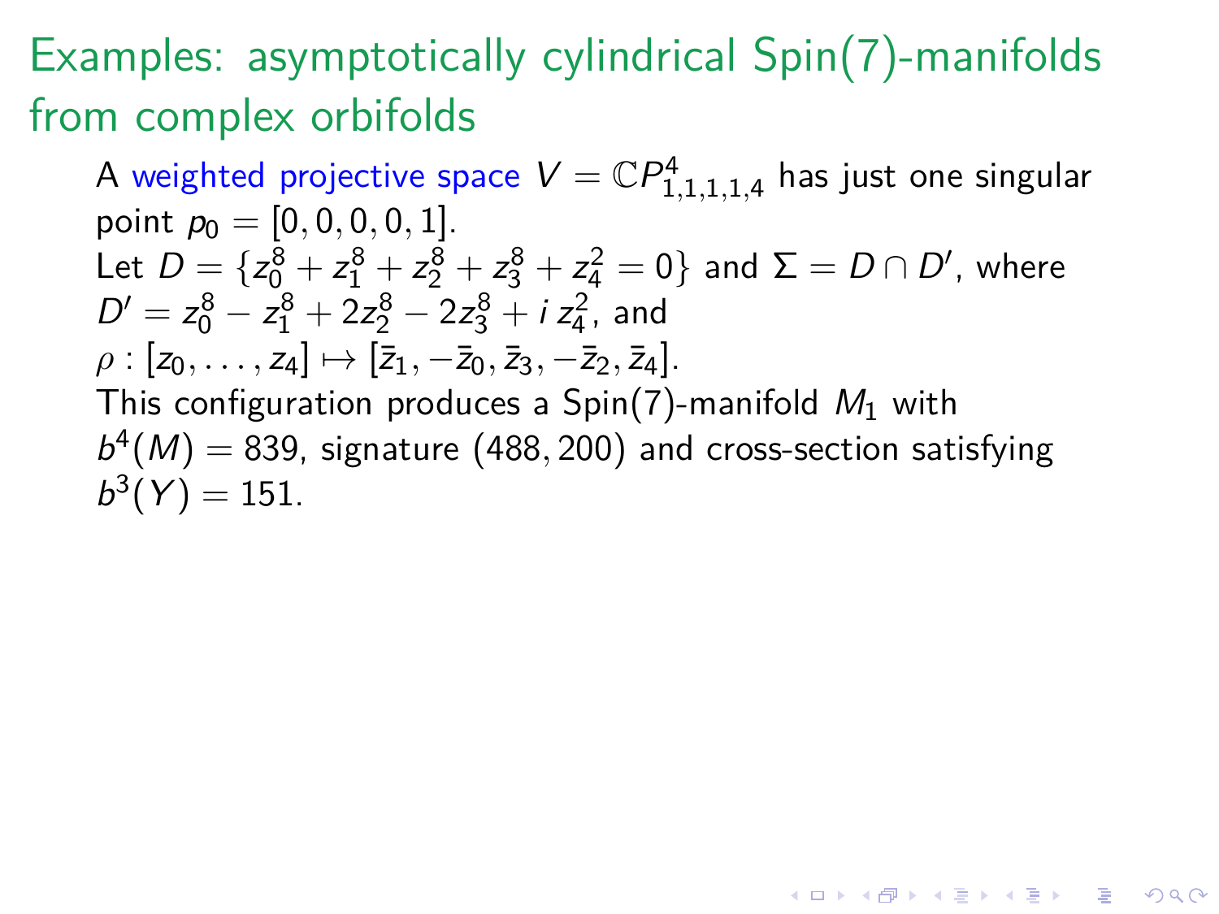# Examples: asymptotically cylindrical Spin(7)-manifolds from complex orbifolds

A weighted projective space $V = \mathbb{C}P^4_{1,1,1,1,4}$ has just one singular point $p_0 = [0,0,0,0,1]$.
Let $D = \{z_0^8 + z_1^8 + z_2^8 + z_3^8 + z_4^2 = 0\}$ and $\Sigma = D \cap D'$, where $D' = z_0^8 - z_1^8 + 2z_2^8 - 2z_3^8 + i\, z_4^2$, and $\rho : [z_0, \ldots, z_4] \mapsto [\bar{z}_1, -\bar{z}_0, \bar{z}_3, -\bar{z}_2, \bar{z}_4]$.
This configuration produces a Spin(7)-manifold $M_1$ with $b^4(M) = 839$, signature $(488, 200)$ and cross-section satisfying $b^3(Y) = 151$.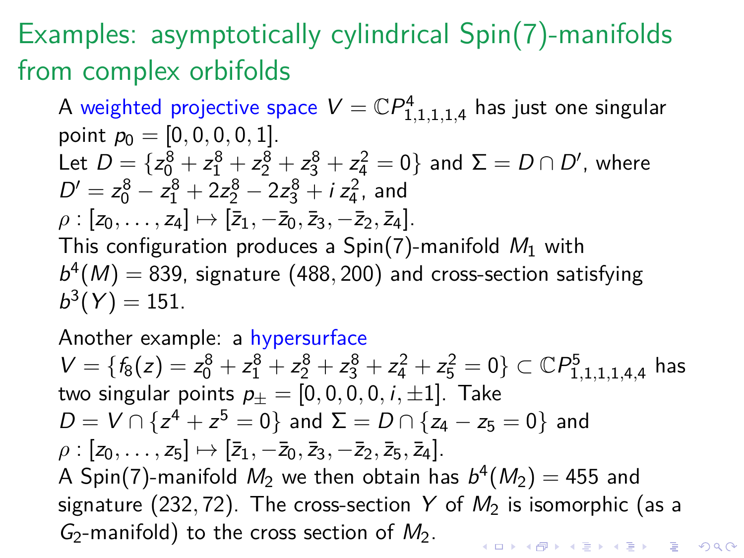# Examples: asymptotically cylindrical Spin(7)-manifolds from complex orbifolds

A weighted projective space $V = \mathbb{C}P^4_{1,1,1,1,4}$ has just one singular point $p_0 = [0,0,0,0,1]$.
Let $D = \{z_0^8 + z_1^8 + z_2^8 + z_3^8 + z_4^2 = 0\}$ and $\Sigma = D \cap D'$, where $D' = z_0^8 - z_1^8 + 2z_2^8 - 2z_3^8 + i\, z_4^2$, and $\rho : [z_0, \ldots, z_4] \mapsto [\bar{z}_1, -\bar{z}_0, \bar{z}_3, -\bar{z}_2, \bar{z}_4]$.
This configuration produces a Spin(7)-manifold $M_1$ with $b^4(M) = 839$, signature $(488, 200)$ and cross-section satisfying $b^3(Y) = 151$.

Another example: a hypersurface $V = \{f_8(z) = z_0^8 + z_1^8 + z_2^8 + z_3^8 + z_4^2 + z_5^2 = 0\} \subset \mathbb{C}P^5_{1,1,1,1,4,4}$ has two singular points $p_\pm = [0,0,0,0,i,\pm 1]$. Take $D = V \cap \{z^4 + z^5 = 0\}$ and $\Sigma = D \cap \{z_4 - z_5 = 0\}$ and $\rho : [z_0, \ldots, z_5] \mapsto [\bar{z}_1, -\bar{z}_0, \bar{z}_3, -\bar{z}_2, \bar{z}_5, \bar{z}_4]$.
A Spin(7)-manifold $M_2$ we then obtain has $b^4(M_2) = 455$ and signature $(232, 72)$. The cross-section $Y$ of $M_2$ is isomorphic (as a $G_2$-manifold) to the cross section of $M_2$.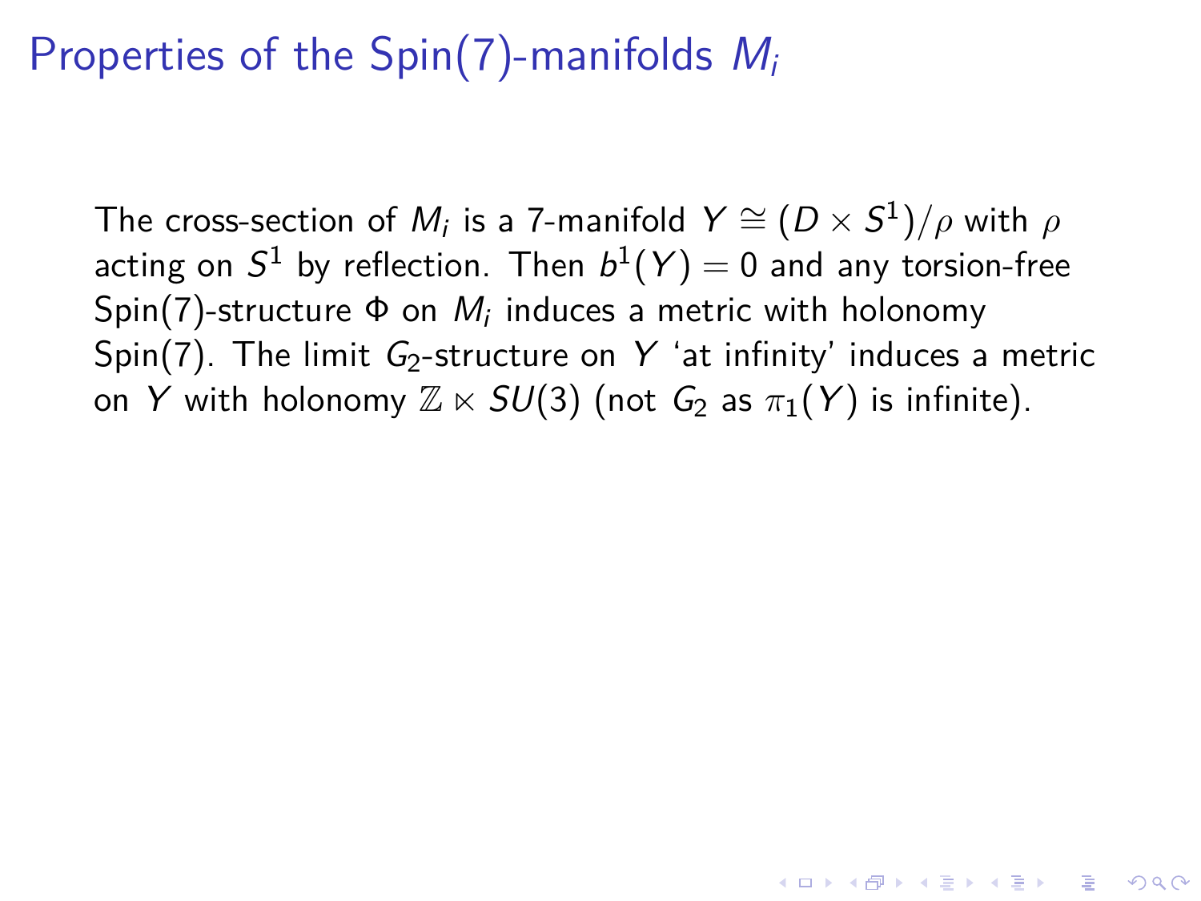# Properties of the Spin(7)-manifolds $M_i$

The cross-section of $M_i$ is a 7-manifold $Y \cong (D \times S^1)/\rho$ with $\rho$ acting on $S^1$ by reflection. Then $b^1(Y) = 0$ and any torsion-free Spin(7)-structure $\Phi$ on $M_i$ induces a metric with holonomy Spin(7). The limit $G_2$-structure on $Y$ 'at infinity' induces a metric on $Y$ with holonomy $\mathbb{Z} \ltimes SU(3)$ (not $G_2$ as $\pi_1(Y)$ is infinite).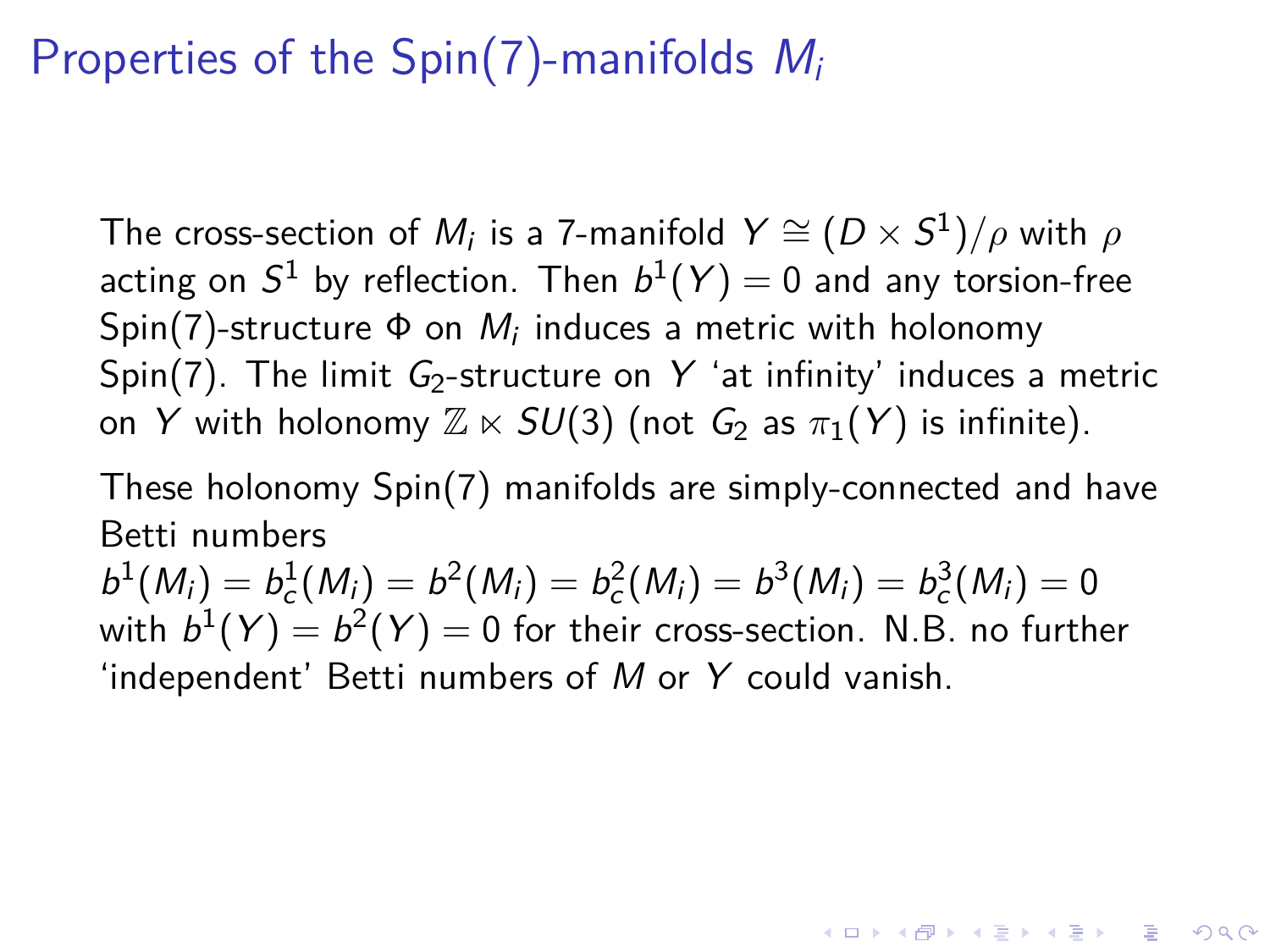# Properties of the Spin(7)-manifolds $M_i$

The cross-section of $M_i$ is a 7-manifold $Y \cong (D \times S^1)/\rho$ with $\rho$ acting on $S^1$ by reflection. Then $b^1(Y) = 0$ and any torsion-free Spin(7)-structure $\Phi$ on $M_i$ induces a metric with holonomy Spin(7). The limit $G_2$-structure on $Y$ 'at infinity' induces a metric on $Y$ with holonomy $\mathbb{Z} \ltimes SU(3)$ (not $G_2$ as $\pi_1(Y)$ is infinite).

These holonomy Spin(7) manifolds are simply-connected and have Betti numbers
$b^1(M_i) = b^1_c(M_i) = b^2(M_i) = b^2_c(M_i) = b^3(M_i) = b^3_c(M_i) = 0$
with $b^1(Y) = b^2(Y) = 0$ for their cross-section. N.B. no further 'independent' Betti numbers of $M$ or $Y$ could vanish.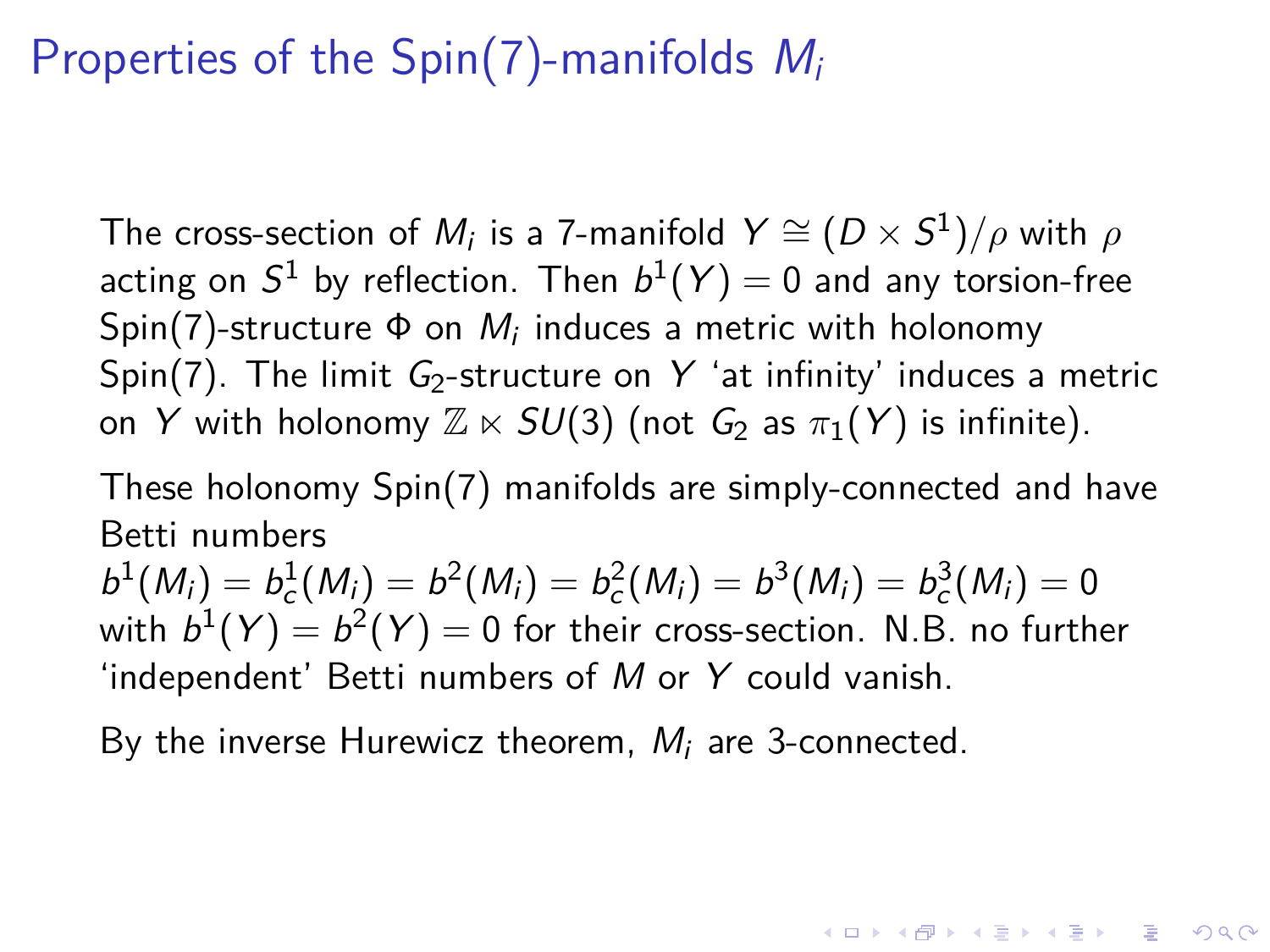# Properties of the Spin(7)-manifolds $M_i$

The cross-section of $M_i$ is a 7-manifold $Y \cong (D \times S^1)/\rho$ with $\rho$ acting on $S^1$ by reflection. Then $b^1(Y) = 0$ and any torsion-free Spin(7)-structure $\Phi$ on $M_i$ induces a metric with holonomy Spin(7). The limit $G_2$-structure on $Y$ 'at infinity' induces a metric on $Y$ with holonomy $\mathbb{Z} \ltimes SU(3)$ (not $G_2$ as $\pi_1(Y)$ is infinite).

These holonomy Spin(7) manifolds are simply-connected and have Betti numbers
$b^1(M_i) = b^1_c(M_i) = b^2(M_i) = b^2_c(M_i) = b^3(M_i) = b^3_c(M_i) = 0$
with $b^1(Y) = b^2(Y) = 0$ for their cross-section. N.B. no further 'independent' Betti numbers of $M$ or $Y$ could vanish.

By the inverse Hurewicz theorem, $M_i$ are 3-connected.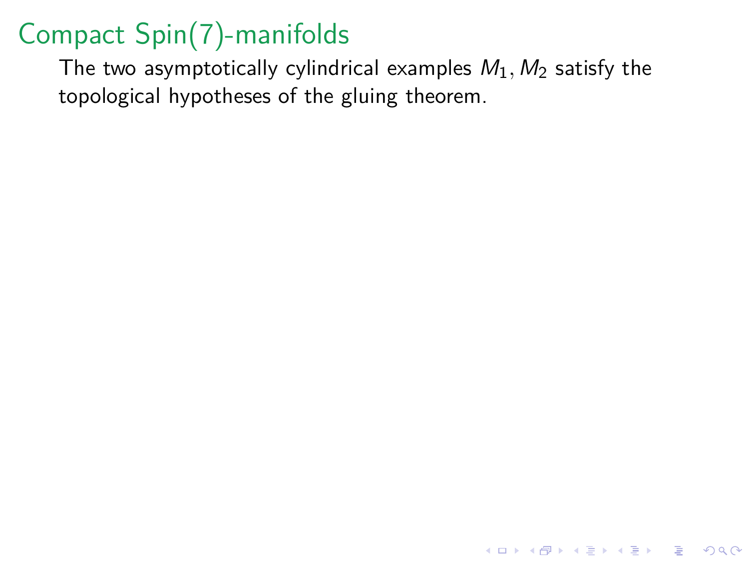# Compact Spin(7)-manifolds

The two asymptotically cylindrical examples $M_1, M_2$ satisfy the topological hypotheses of the gluing theorem.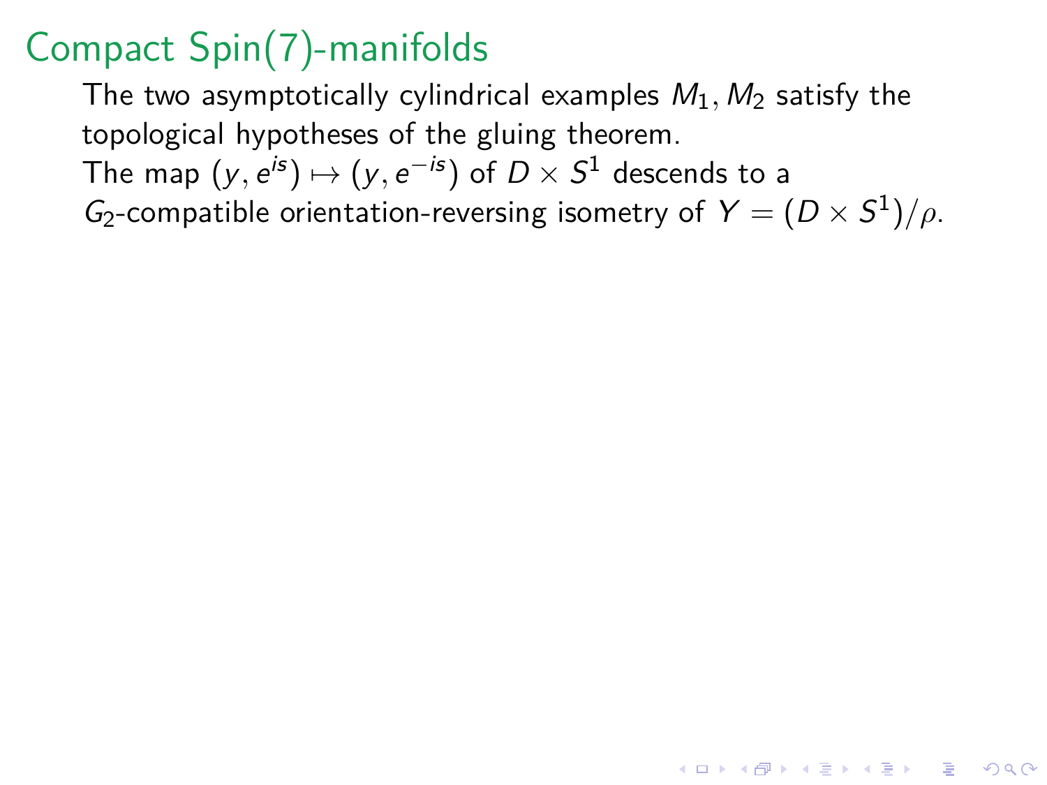# Compact Spin(7)-manifolds

The two asymptotically cylindrical examples $M_1, M_2$ satisfy the topological hypotheses of the gluing theorem.

The map $(y, e^{is}) \mapsto (y, e^{-is})$ of $D \times S^1$ descends to a $G_2$-compatible orientation-reversing isometry of $Y = (D \times S^1)/\rho$.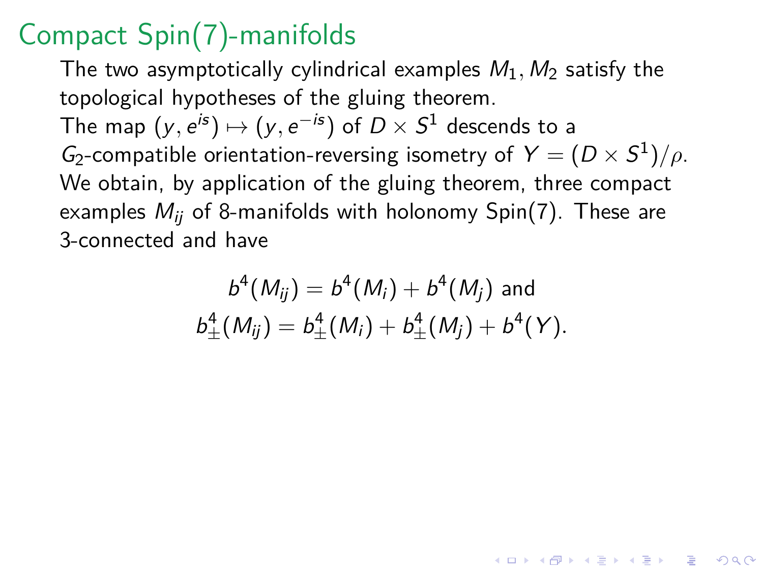# Compact Spin(7)-manifolds

The two asymptotically cylindrical examples $M_1, M_2$ satisfy the topological hypotheses of the gluing theorem.

The map $(y, e^{is}) \mapsto (y, e^{-is})$ of $D \times S^1$ descends to a $G_2$-compatible orientation-reversing isometry of $Y = (D \times S^1)/\rho$.

We obtain, by application of the gluing theorem, three compact examples $M_{ij}$ of 8-manifolds with holonomy Spin(7). These are 3-connected and have

$$b^4(M_{ij}) = b^4(M_i) + b^4(M_j) \text{ and}$$
$$b^4_\pm(M_{ij}) = b^4_\pm(M_i) + b^4_\pm(M_j) + b^4(Y).$$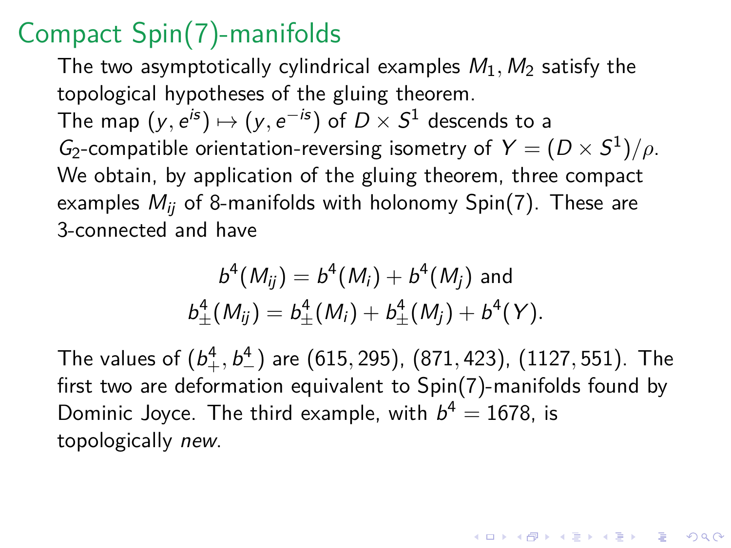# Compact Spin(7)-manifolds

The two asymptotically cylindrical examples $M_1, M_2$ satisfy the topological hypotheses of the gluing theorem.

The map $(y, e^{is}) \mapsto (y, e^{-is})$ of $D \times S^1$ descends to a $G_2$-compatible orientation-reversing isometry of $Y = (D \times S^1)/\rho$.

We obtain, by application of the gluing theorem, three compact examples $M_{ij}$ of 8-manifolds with holonomy Spin(7). These are 3-connected and have

$$b^4(M_{ij}) = b^4(M_i) + b^4(M_j) \text{ and}$$
$$b^4_\pm(M_{ij}) = b^4_\pm(M_i) + b^4_\pm(M_j) + b^4(Y).$$

The values of $(b^4_+, b^4_-)$ are $(615, 295)$, $(871, 423)$, $(1127, 551)$. The first two are deformation equivalent to Spin(7)-manifolds found by Dominic Joyce. The third example, with $b^4 = 1678$, is topologically *new*.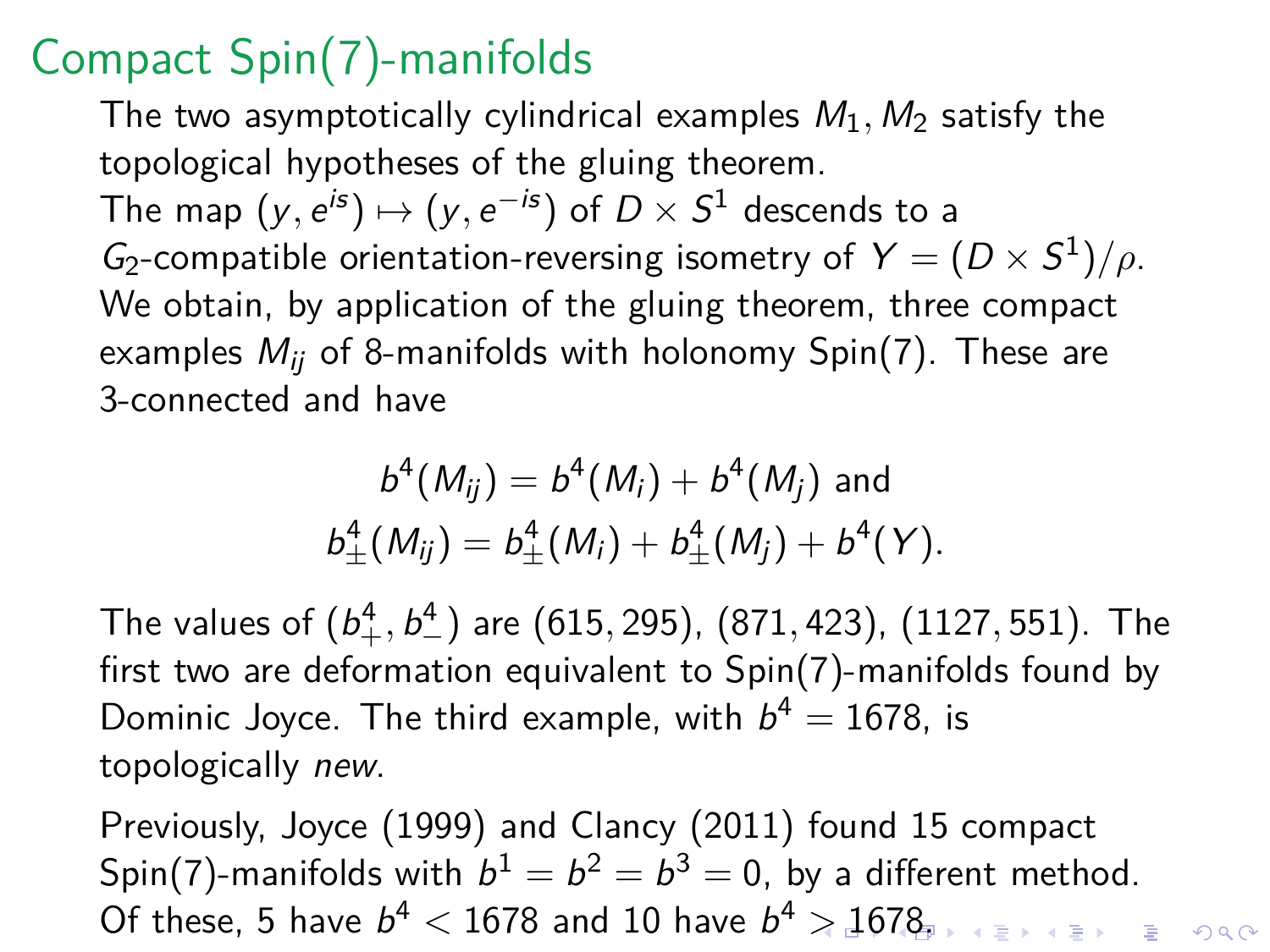# Compact Spin(7)-manifolds

The two asymptotically cylindrical examples $M_1, M_2$ satisfy the topological hypotheses of the gluing theorem.

The map $(y, e^{is}) \mapsto (y, e^{-is})$ of $D \times S^1$ descends to a $G_2$-compatible orientation-reversing isometry of $Y = (D \times S^1)/\rho$.

We obtain, by application of the gluing theorem, three compact examples $M_{ij}$ of 8-manifolds with holonomy Spin(7). These are 3-connected and have

$$b^4(M_{ij}) = b^4(M_i) + b^4(M_j) \text{ and}$$
$$b^4_\pm(M_{ij}) = b^4_\pm(M_i) + b^4_\pm(M_j) + b^4(Y).$$

The values of $(b^4_+, b^4_-)$ are $(615, 295)$, $(871, 423)$, $(1127, 551)$. The first two are deformation equivalent to Spin(7)-manifolds found by Dominic Joyce. The third example, with $b^4 = 1678$, is topologically *new*.

Previously, Joyce (1999) and Clancy (2011) found 15 compact Spin(7)-manifolds with $b^1 = b^2 = b^3 = 0$, by a different method. Of these, 5 have $b^4 < 1678$ and 10 have $b^4 > 1678$.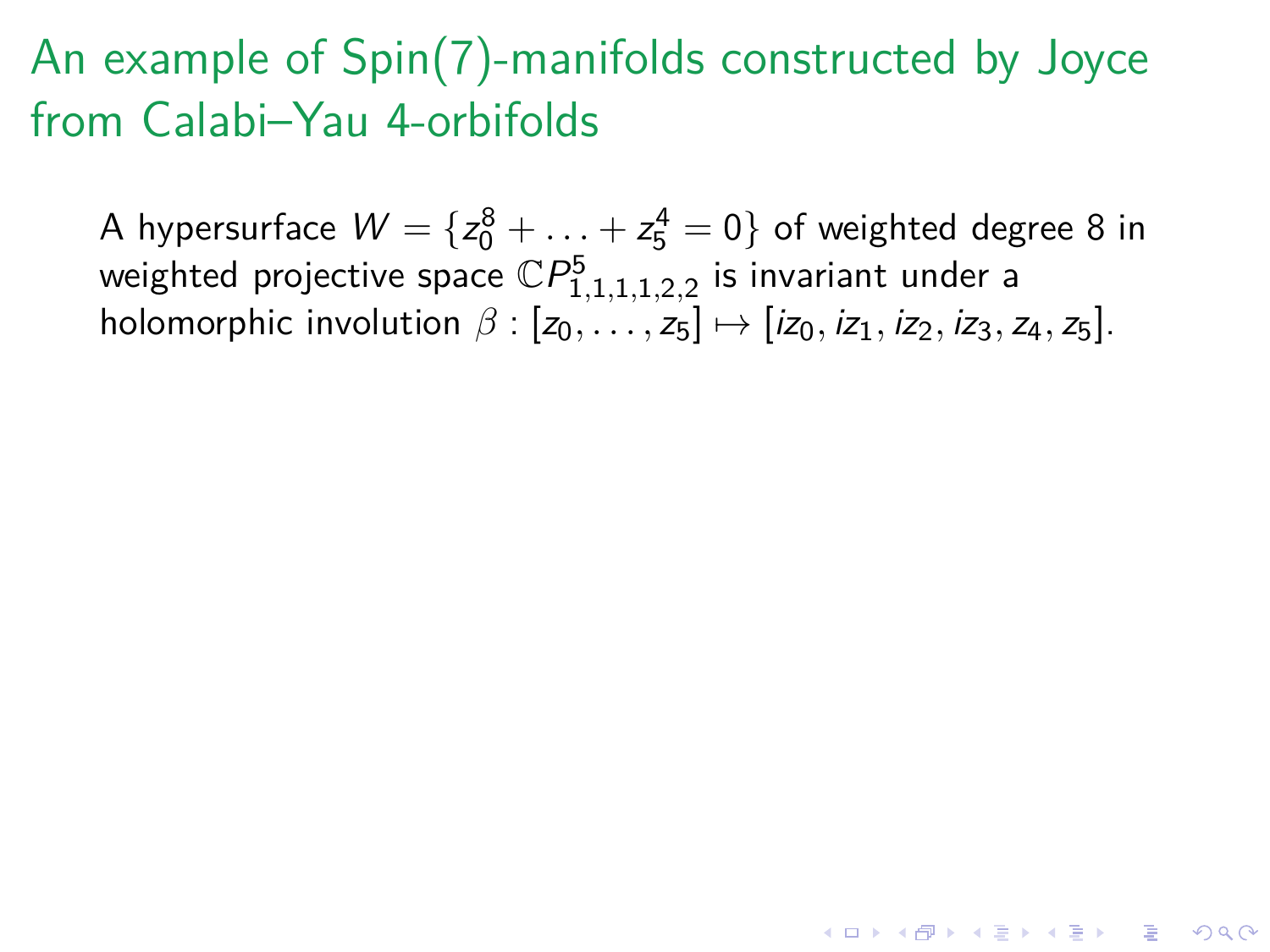# An example of Spin(7)-manifolds constructed by Joyce from Calabi–Yau 4-orbifolds

A hypersurface $W = \{z_0^8 + \ldots + z_5^4 = 0\}$ of weighted degree 8 in weighted projective space $\mathbb{C}P^5_{1,1,1,1,2,2}$ is invariant under a holomorphic involution $\beta : [z_0, \ldots, z_5] \mapsto [iz_0, iz_1, iz_2, iz_3, z_4, z_5]$.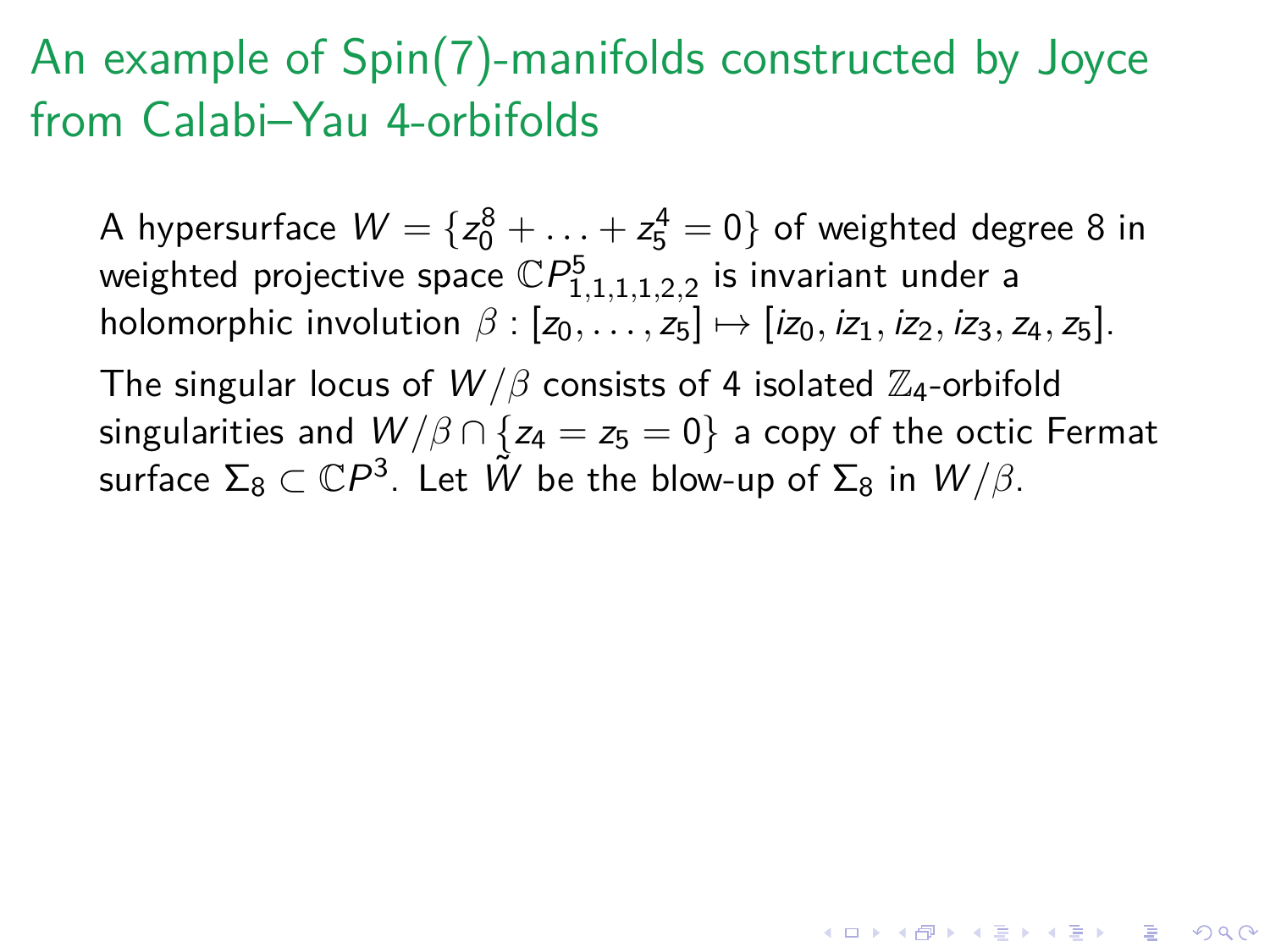# An example of Spin(7)-manifolds constructed by Joyce from Calabi–Yau 4-orbifolds

A hypersurface $W = \{z_0^8 + \ldots + z_5^4 = 0\}$ of weighted degree 8 in weighted projective space $\mathbb{C}P^5_{1,1,1,1,2,2}$ is invariant under a holomorphic involution $\beta : [z_0, \ldots, z_5] \mapsto [iz_0, iz_1, iz_2, iz_3, z_4, z_5]$.

The singular locus of $W/\beta$ consists of 4 isolated $\mathbb{Z}_4$-orbifold singularities and $W/\beta \cap \{z_4 = z_5 = 0\}$ a copy of the octic Fermat surface $\Sigma_8 \subset \mathbb{C}P^3$. Let $\tilde{W}$ be the blow-up of $\Sigma_8$ in $W/\beta$.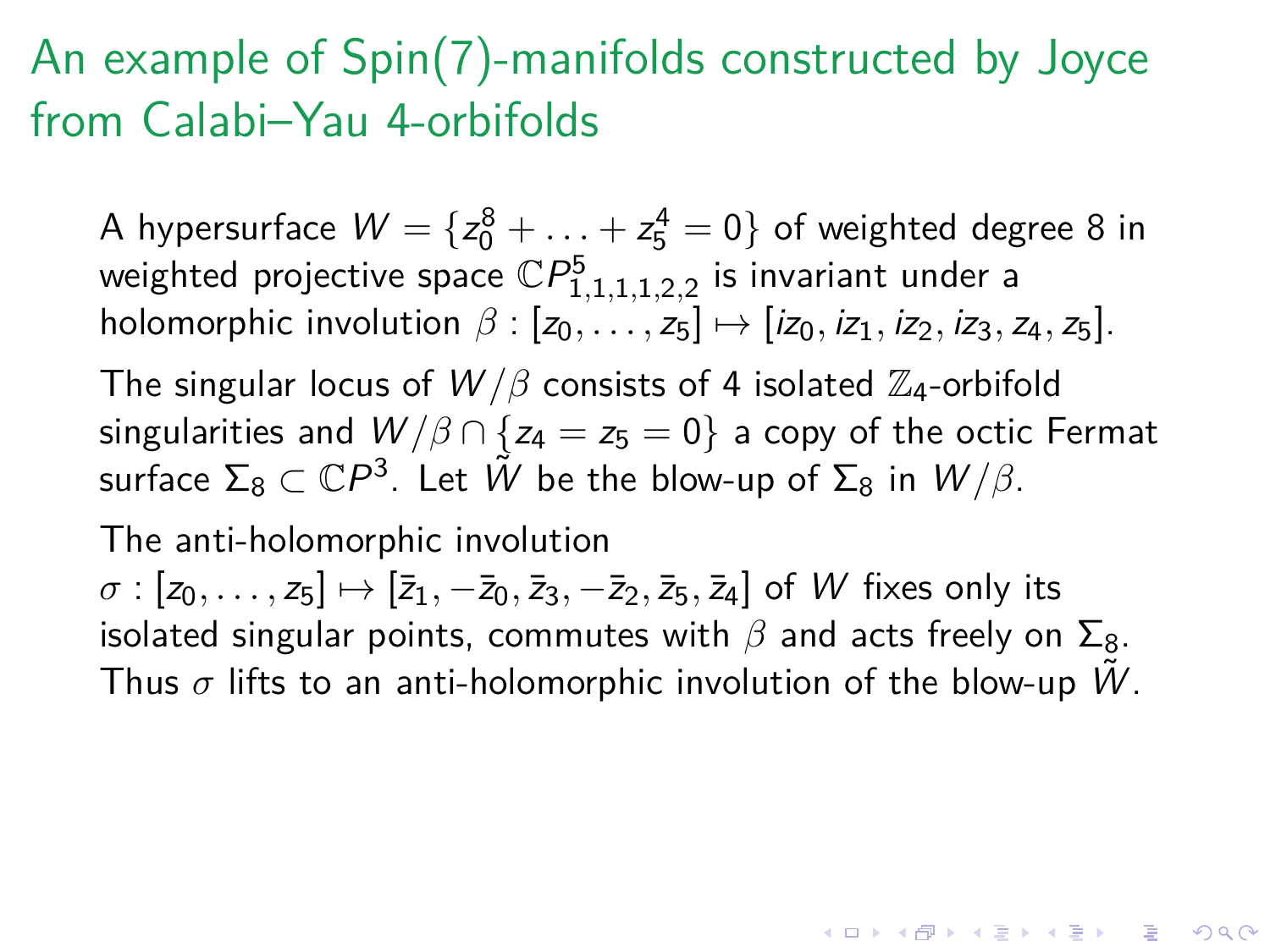# An example of Spin(7)-manifolds constructed by Joyce from Calabi–Yau 4-orbifolds

A hypersurface $W = \{z_0^8 + \ldots + z_5^4 = 0\}$ of weighted degree 8 in weighted projective space $\mathbb{C}P^5_{1,1,1,1,2,2}$ is invariant under a holomorphic involution $\beta : [z_0, \ldots, z_5] \mapsto [iz_0, iz_1, iz_2, iz_3, z_4, z_5]$.

The singular locus of $W/\beta$ consists of 4 isolated $\mathbb{Z}_4$-orbifold singularities and $W/\beta \cap \{z_4 = z_5 = 0\}$ a copy of the octic Fermat surface $\Sigma_8 \subset \mathbb{C}P^3$. Let $\tilde{W}$ be the blow-up of $\Sigma_8$ in $W/\beta$.

The anti-holomorphic involution $\sigma : [z_0, \ldots, z_5] \mapsto [\bar{z}_1, -\bar{z}_0, \bar{z}_3, -\bar{z}_2, \bar{z}_5, \bar{z}_4]$ of $W$ fixes only its isolated singular points, commutes with $\beta$ and acts freely on $\Sigma_8$. Thus $\sigma$ lifts to an anti-holomorphic involution of the blow-up $\tilde{W}$.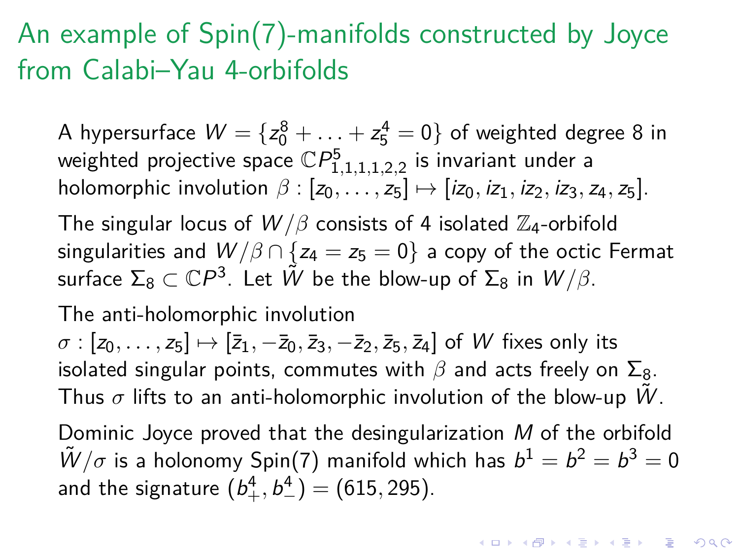# An example of Spin(7)-manifolds constructed by Joyce from Calabi–Yau 4-orbifolds

A hypersurface $W = \{z_0^8 + \ldots + z_5^4 = 0\}$ of weighted degree 8 in weighted projective space $\mathbb{C}P^5_{1,1,1,1,2,2}$ is invariant under a holomorphic involution $\beta : [z_0, \ldots, z_5] \mapsto [iz_0, iz_1, iz_2, iz_3, z_4, z_5]$.

The singular locus of $W/\beta$ consists of 4 isolated $\mathbb{Z}_4$-orbifold singularities and $W/\beta \cap \{z_4 = z_5 = 0\}$ a copy of the octic Fermat surface $\Sigma_8 \subset \mathbb{C}P^3$. Let $\tilde{W}$ be the blow-up of $\Sigma_8$ in $W/\beta$.

The anti-holomorphic involution $\sigma : [z_0, \ldots, z_5] \mapsto [\bar{z}_1, -\bar{z}_0, \bar{z}_3, -\bar{z}_2, \bar{z}_5, \bar{z}_4]$ of $W$ fixes only its isolated singular points, commutes with $\beta$ and acts freely on $\Sigma_8$. Thus $\sigma$ lifts to an anti-holomorphic involution of the blow-up $\tilde{W}$.

Dominic Joyce proved that the desingularization $M$ of the orbifold $\tilde{W}/\sigma$ is a holonomy Spin(7) manifold which has $b^1 = b^2 = b^3 = 0$ and the signature $(b^4_+, b^4_-) = (615, 295)$.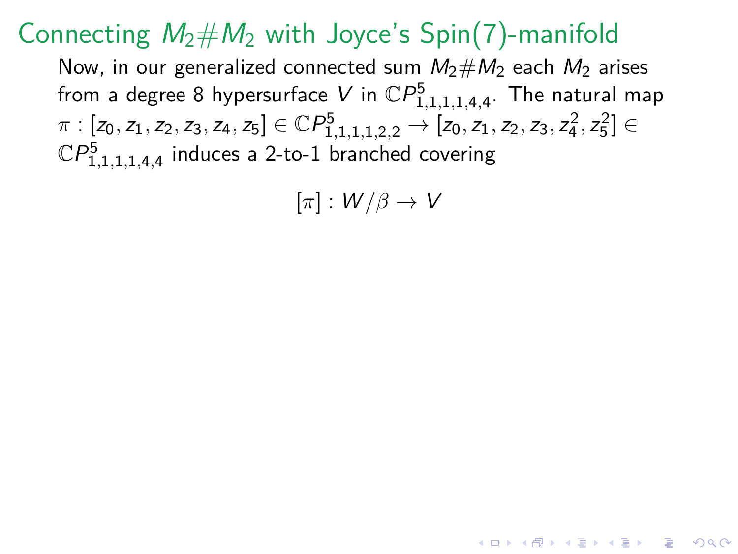# Connecting $M_2 \# M_2$ with Joyce's Spin(7)-manifold

Now, in our generalized connected sum $M_2 \# M_2$ each $M_2$ arises from a degree 8 hypersurface $V$ in $\mathbb{C}P^5_{1,1,1,1,4,4}$. The natural map $\pi : [z_0, z_1, z_2, z_3, z_4, z_5] \in \mathbb{C}P^5_{1,1,1,1,2,2} \to [z_0, z_1, z_2, z_3, z_4^2, z_5^2] \in \mathbb{C}P^5_{1,1,1,1,4,4}$ induces a 2-to-1 branched covering

$$[\pi] : W/\beta \to V$$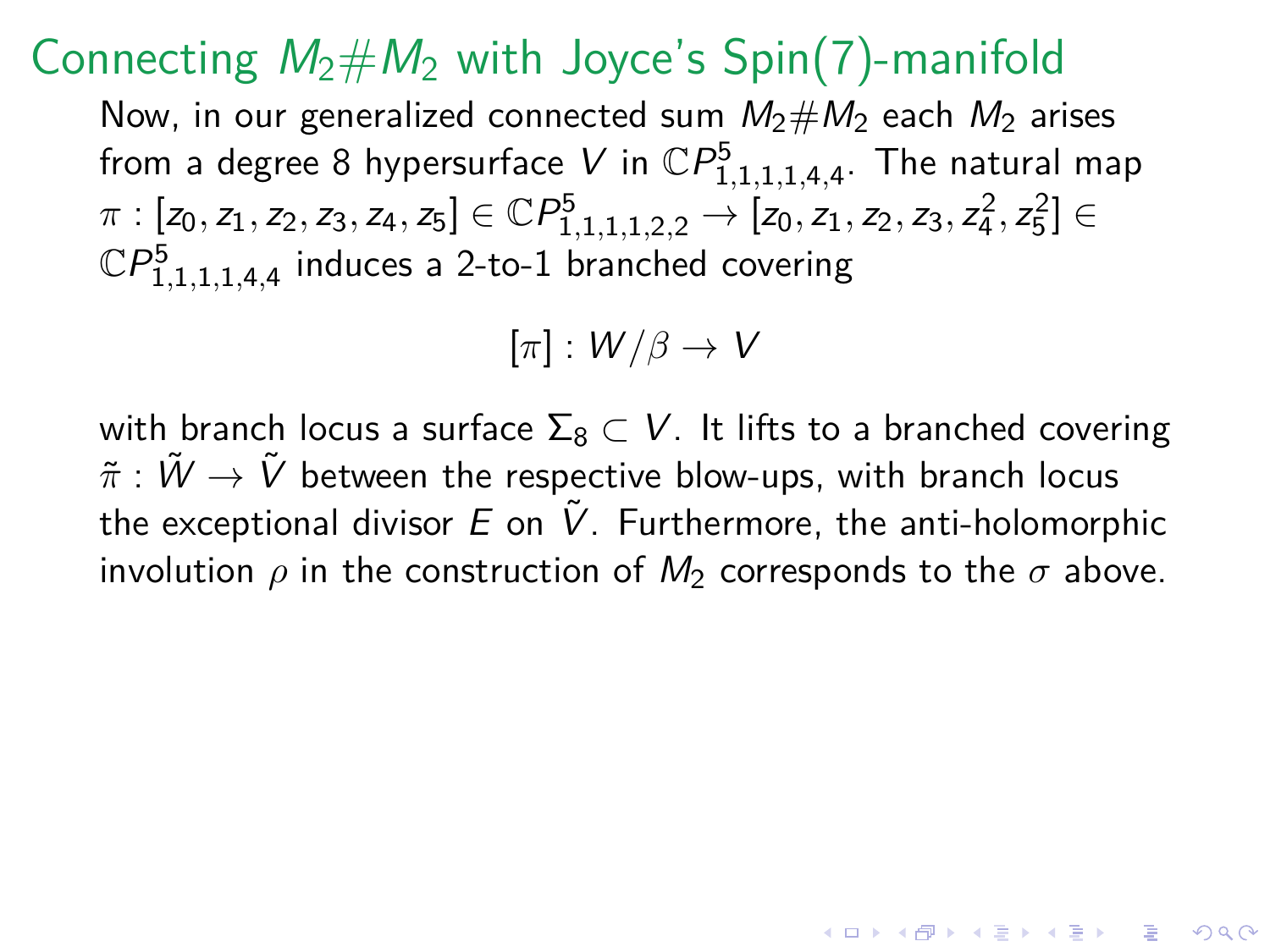# Connecting $M_2 \# M_2$ with Joyce's Spin(7)-manifold

Now, in our generalized connected sum $M_2 \# M_2$ each $M_2$ arises from a degree 8 hypersurface $V$ in $\mathbb{C}P^5_{1,1,1,1,4,4}$. The natural map $\pi : [z_0, z_1, z_2, z_3, z_4, z_5] \in \mathbb{C}P^5_{1,1,1,1,2,2} \to [z_0, z_1, z_2, z_3, z_4^2, z_5^2] \in \mathbb{C}P^5_{1,1,1,1,4,4}$ induces a 2-to-1 branched covering

$$[\pi] : W/\beta \to V$$

with branch locus a surface $\Sigma_8 \subset V$. It lifts to a branched covering $\tilde{\pi} : \tilde{W} \to \tilde{V}$ between the respective blow-ups, with branch locus the exceptional divisor $E$ on $\tilde{V}$. Furthermore, the anti-holomorphic involution $\rho$ in the construction of $M_2$ corresponds to the $\sigma$ above.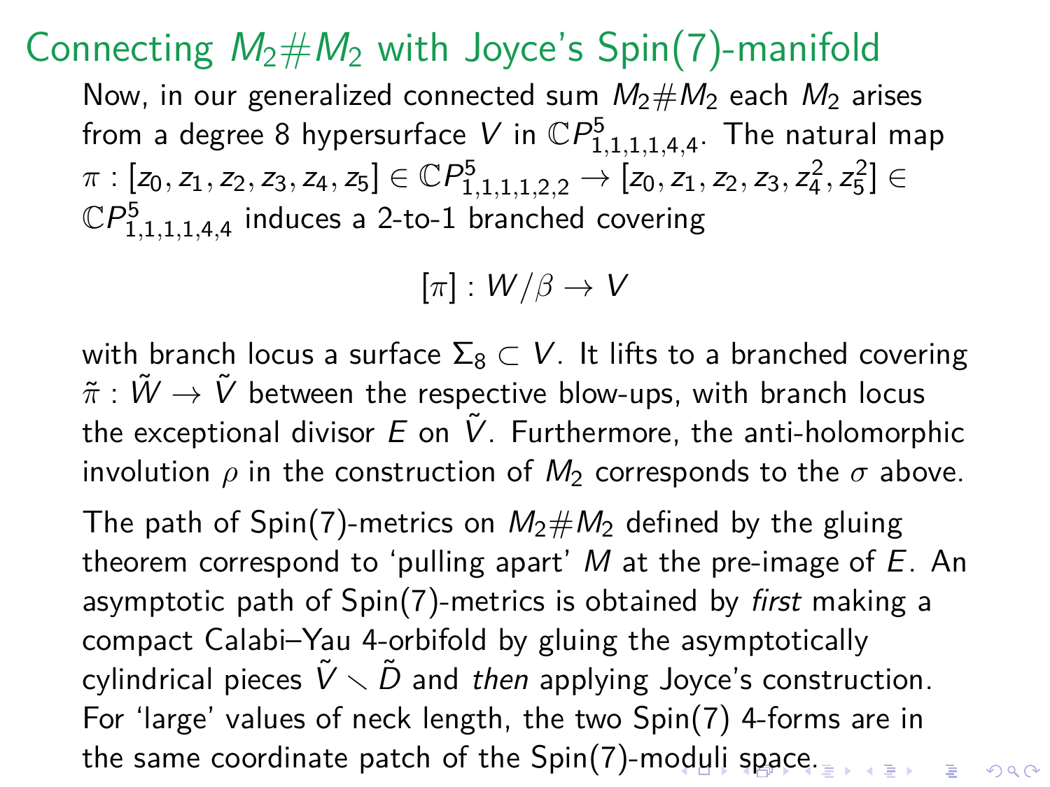# Connecting $M_2 \# M_2$ with Joyce's Spin(7)-manifold

Now, in our generalized connected sum $M_2 \# M_2$ each $M_2$ arises from a degree 8 hypersurface $V$ in $\mathbb{C}P^5_{1,1,1,1,4,4}$. The natural map $\pi : [z_0, z_1, z_2, z_3, z_4, z_5] \in \mathbb{C}P^5_{1,1,1,1,2,2} \to [z_0, z_1, z_2, z_3, z_4^2, z_5^2] \in \mathbb{C}P^5_{1,1,1,1,4,4}$ induces a 2-to-1 branched covering

$$[\pi] : W/\beta \to V$$

with branch locus a surface $\Sigma_8 \subset V$. It lifts to a branched covering $\tilde{\pi} : \tilde{W} \to \tilde{V}$ between the respective blow-ups, with branch locus the exceptional divisor $E$ on $\tilde{V}$. Furthermore, the anti-holomorphic involution $\rho$ in the construction of $M_2$ corresponds to the $\sigma$ above.

The path of Spin(7)-metrics on $M_2 \# M_2$ defined by the gluing theorem correspond to 'pulling apart' $M$ at the pre-image of $E$. An asymptotic path of Spin(7)-metrics is obtained by *first* making a compact Calabi–Yau 4-orbifold by gluing the asymptotically cylindrical pieces $\tilde{V} \setminus \tilde{D}$ and *then* applying Joyce's construction. For 'large' values of neck length, the two Spin(7) 4-forms are in the same coordinate patch of the Spin(7)-moduli space.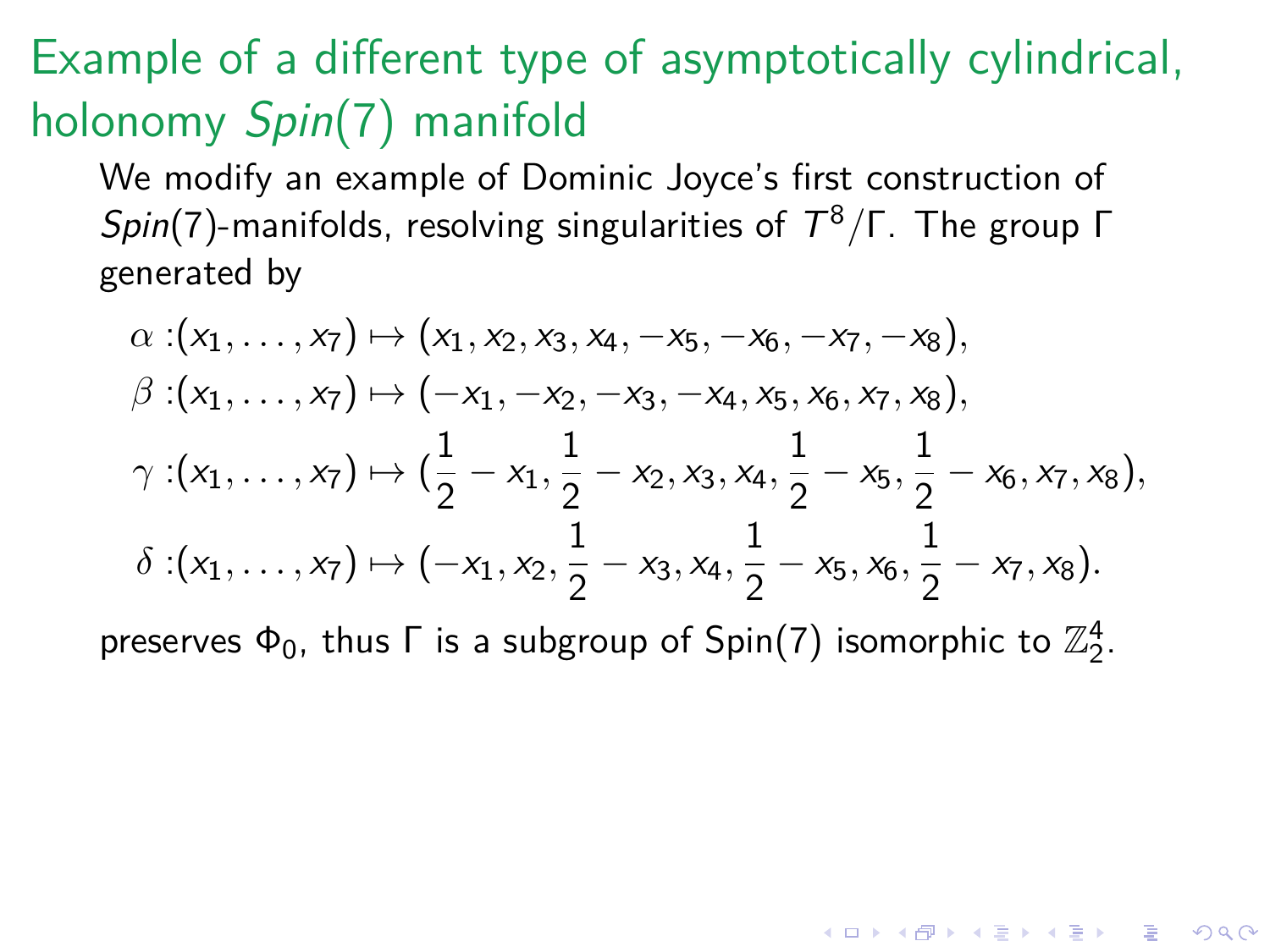# Example of a different type of asymptotically cylindrical, holonomy *Spin*(7) manifold

We modify an example of Dominic Joyce's first construction of *Spin*(7)-manifolds, resolving singularities of $T^8/\Gamma$. The group $\Gamma$ generated by

$$
\begin{aligned}
\alpha :& (x_1, \ldots, x_7) \mapsto (x_1, x_2, x_3, x_4, -x_5, -x_6, -x_7, -x_8), \\
\beta :& (x_1, \ldots, x_7) \mapsto (-x_1, -x_2, -x_3, -x_4, x_5, x_6, x_7, x_8), \\
\gamma :& (x_1, \ldots, x_7) \mapsto (\frac{1}{2} - x_1, \frac{1}{2} - x_2, x_3, x_4, \frac{1}{2} - x_5, \frac{1}{2} - x_6, x_7, x_8), \\
\delta :& (x_1, \ldots, x_7) \mapsto (-x_1, x_2, \frac{1}{2} - x_3, x_4, \frac{1}{2} - x_5, x_6, \frac{1}{2} - x_7, x_8).
\end{aligned}
$$

preserves $\Phi_0$, thus $\Gamma$ is a subgroup of Spin(7) isomorphic to $\mathbb{Z}_2^4$.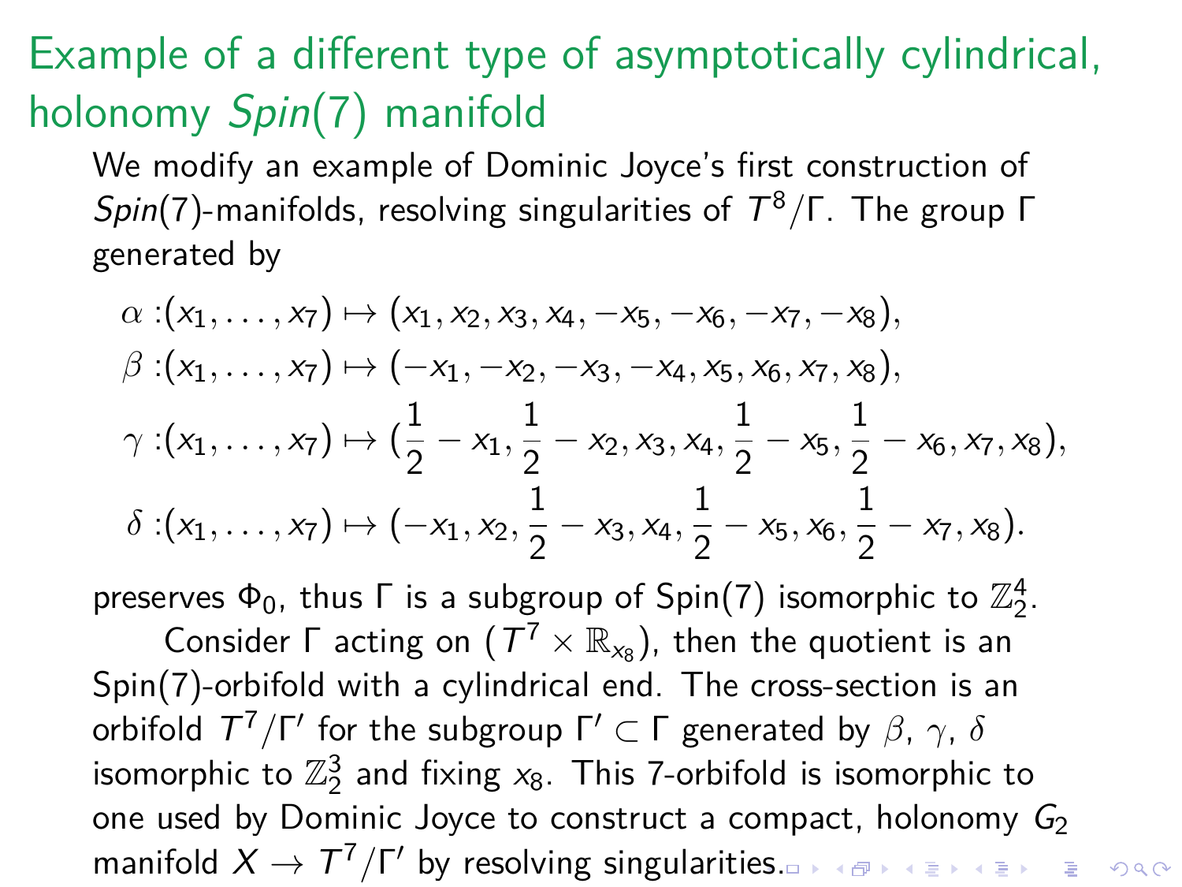# Example of a different type of asymptotically cylindrical, holonomy *Spin*(7) manifold

We modify an example of Dominic Joyce's first construction of *Spin*(7)-manifolds, resolving singularities of $T^8/\Gamma$. The group $\Gamma$ generated by

$$\alpha :(x_1, \ldots, x_7) \mapsto (x_1, x_2, x_3, x_4, -x_5, -x_6, -x_7, -x_8),$$

$$\beta :(x_1, \ldots, x_7) \mapsto (-x_1, -x_2, -x_3, -x_4, x_5, x_6, x_7, x_8),$$

$$\gamma :(x_1, \ldots, x_7) \mapsto (\frac{1}{2} - x_1, \frac{1}{2} - x_2, x_3, x_4, \frac{1}{2} - x_5, \frac{1}{2} - x_6, x_7, x_8),$$

$$\delta :(x_1, \ldots, x_7) \mapsto (-x_1, x_2, \frac{1}{2} - x_3, x_4, \frac{1}{2} - x_5, x_6, \frac{1}{2} - x_7, x_8).$$

preserves $\Phi_0$, thus $\Gamma$ is a subgroup of Spin(7) isomorphic to $\mathbb{Z}_2^4$.

Consider $\Gamma$ acting on $(T^7 \times \mathbb{R}_{x_8})$, then the quotient is an Spin(7)-orbifold with a cylindrical end. The cross-section is an orbifold $T^7/\Gamma'$ for the subgroup $\Gamma' \subset \Gamma$ generated by $\beta$, $\gamma$, $\delta$ isomorphic to $\mathbb{Z}_2^3$ and fixing $x_8$. This 7-orbifold is isomorphic to one used by Dominic Joyce to construct a compact, holonomy $G_2$ manifold $X \to T^7/\Gamma'$ by resolving singularities.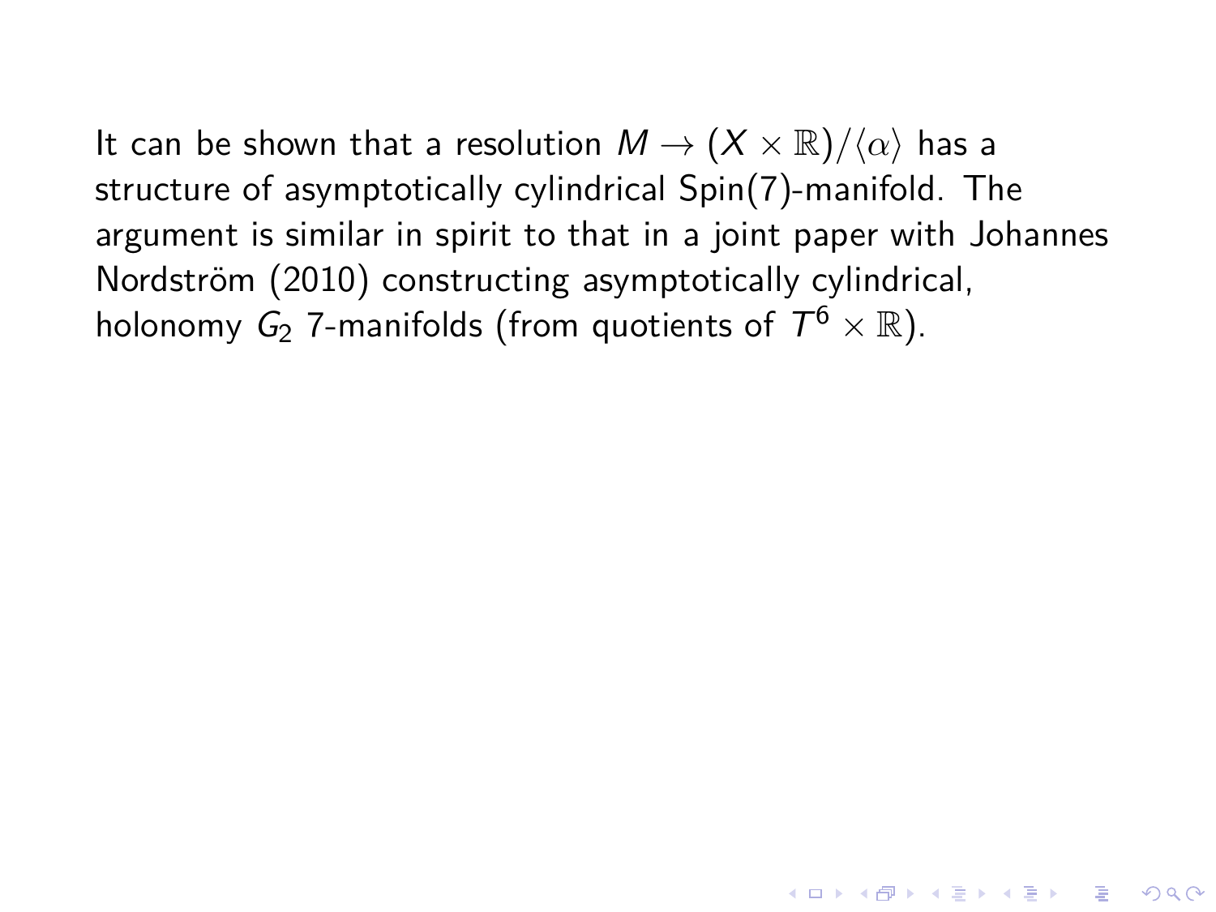It can be shown that a resolution $M \to (X \times \mathbb{R})/\langle\alpha\rangle$ has a structure of asymptotically cylindrical Spin(7)-manifold. The argument is similar in spirit to that in a joint paper with Johannes Nordström (2010) constructing asymptotically cylindrical, holonomy $G_2$ 7-manifolds (from quotients of $T^6 \times \mathbb{R}$).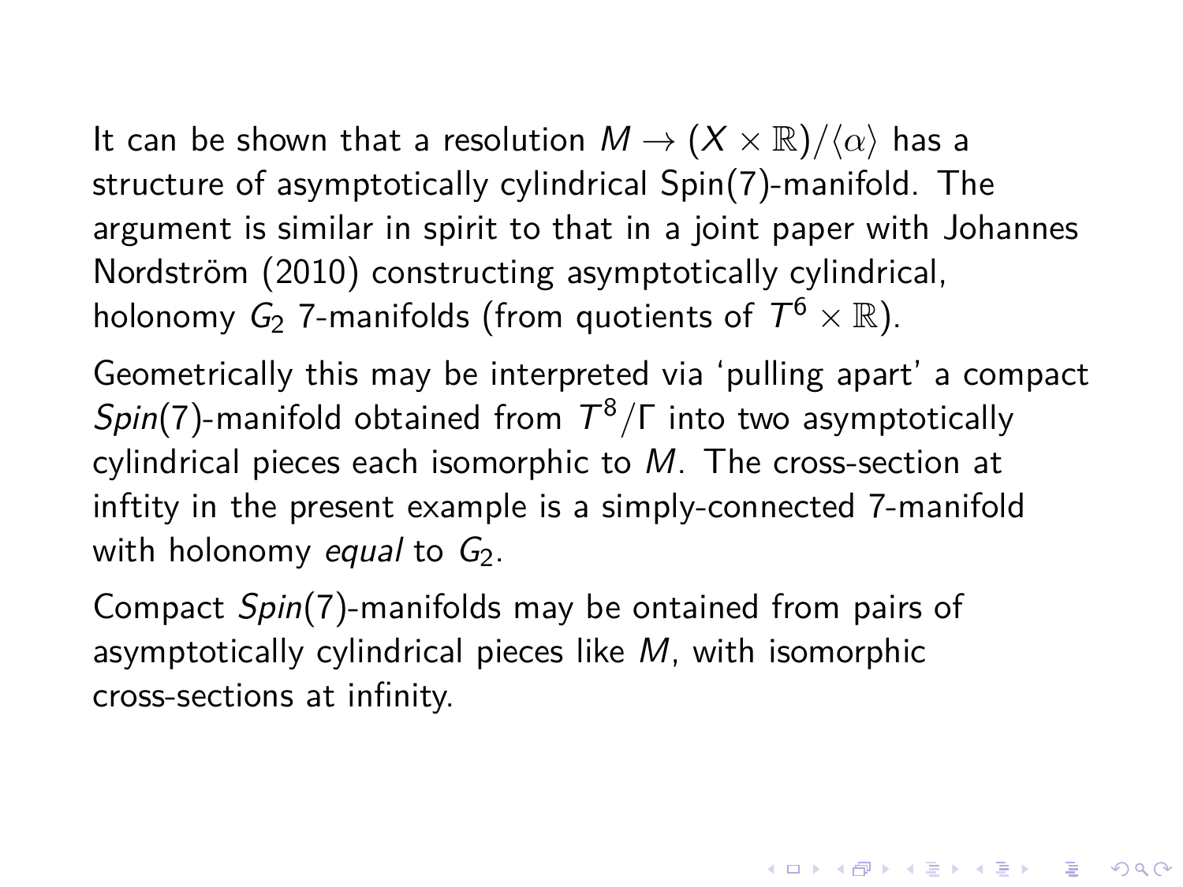It can be shown that a resolution $M \to (X \times \mathbb{R})/\langle\alpha\rangle$ has a structure of asymptotically cylindrical Spin(7)-manifold. The argument is similar in spirit to that in a joint paper with Johannes Nordström (2010) constructing asymptotically cylindrical, holonomy $G_2$ 7-manifolds (from quotients of $T^6 \times \mathbb{R}$).

Geometrically this may be interpreted via 'pulling apart' a compact *Spin*(7)-manifold obtained from $T^8/\Gamma$ into two asymptotically cylindrical pieces each isomorphic to $M$. The cross-section at inftity in the present example is a simply-connected 7-manifold with holonomy *equal* to $G_2$.

Compact *Spin*(7)-manifolds may be ontained from pairs of asymptotically cylindrical pieces like $M$, with isomorphic cross-sections at infinity.